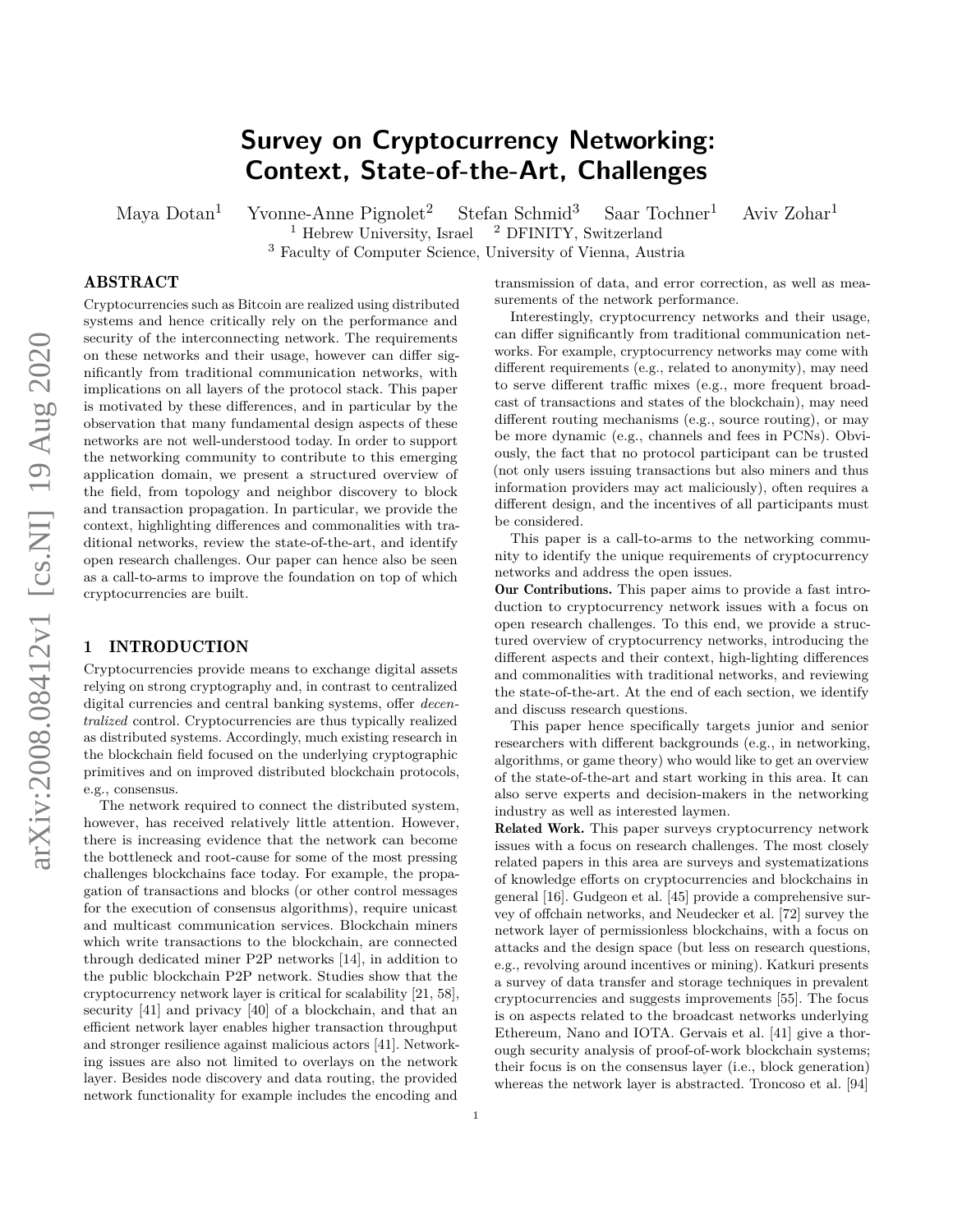# Survey on Cryptocurrency Networking: Context, State-of-the-Art, Challenges

Maya Dotan[1] Yvonne-Anne Pignolet[2] Stefan Schmid[3] Saar Tochner[1] Aviv Zohar[1]

[1] Hebrew University, Israel [2] DFINITY, Switzerland

[3] Faculty of Computer Science, University of Vienna, Austria

## ABSTRACT

Cryptocurrencies such as Bitcoin are realized using distributed systems and hence critically rely on the performance and security of the interconnecting network. The requirements on these networks and their usage, however can differ significantly from traditional communication networks, with implications on all layers of the protocol stack. This paper is motivated by these differences, and in particular by the observation that many fundamental design aspects of these networks are not well-understood today. In order to support the networking community to contribute to this emerging application domain, we present a structured overview of the field, from topology and neighbor discovery to block and transaction propagation. In particular, we provide the context, highlighting differences and commonalities with traditional networks, review the state-of-the-art, and identify open research challenges. Our paper can hence also be seen as a call-to-arms to improve the foundation on top of which cryptocurrencies are built.

## 1 INTRODUCTION

Cryptocurrencies provide means to exchange digital assets relying on strong cryptography and, in contrast to centralized digital currencies and central banking systems, offer *decentralized* control. Cryptocurrencies are thus typically realized as distributed systems. Accordingly, much existing research in the blockchain field focused on the underlying cryptographic primitives and on improved distributed blockchain protocols, e.g., consensus.

The network required to connect the distributed system, however, has received relatively little attention. However, there is increasing evidence that the network can become the bottleneck and root-cause for some of the most pressing challenges blockchains face today. For example, the propagation of transactions and blocks (or other control messages for the execution of consensus algorithms), require unicast and multicast communication services. Blockchain miners which write transactions to the blockchain, are connected through dedicated miner P2P networks [14], in addition to the public blockchain P2P network. Studies show that the cryptocurrency network layer is critical for scalability [21, 58], security [41] and privacy [40] of a blockchain, and that an efficient network layer enables higher transaction throughput and stronger resilience against malicious actors [41]. Networking issues are also not limited to overlays on the network layer. Besides node discovery and data routing, the provided network functionality for example includes the encoding and transmission of data, and error correction, as well as measurements of the network performance.

Interestingly, cryptocurrency networks and their usage, can differ significantly from traditional communication networks. For example, cryptocurrency networks may come with different requirements (e.g., related to anonymity), may need to serve different traffic mixes (e.g., more frequent broadcast of transactions and states of the blockchain), may need different routing mechanisms (e.g., source routing), or may be more dynamic (e.g., channels and fees in PCNs). Obviously, the fact that no protocol participant can be trusted (not only users issuing transactions but also miners and thus information providers may act maliciously), often requires a different design, and the incentives of all participants must be considered.

This paper is a call-to-arms to the networking community to identify the unique requirements of cryptocurrency networks and address the open issues.

**Our Contributions.** This paper aims to provide a fast introduction to cryptocurrency network issues with a focus on open research challenges. To this end, we provide a structured overview of cryptocurrency networks, introducing the different aspects and their context, high-lighting differences and commonalities with traditional networks, and reviewing the state-of-the-art. At the end of each section, we identify and discuss research questions.

This paper hence specifically targets junior and senior researchers with different backgrounds (e.g., in networking, algorithms, or game theory) who would like to get an overview of the state-of-the-art and start working in this area. It can also serve experts and decision-makers in the networking industry as well as interested laymen.

**Related Work.** This paper surveys cryptocurrency network issues with a focus on research challenges. The most closely related papers in this area are surveys and systematizations of knowledge efforts on cryptocurrencies and blockchains in general [16]. Gudgeon et al. [45] provide a comprehensive survey of offchain networks, and Neudecker et al. [72] survey the network layer of permissionless blockchains, with a focus on attacks and the design space (but less on research questions, e.g., revolving around incentives or mining). Katkuri presents a survey of data transfer and storage techniques in prevalent cryptocurrencies and suggests improvements [55]. The focus is on aspects related to the broadcast networks underlying Ethereum, Nano and IOTA. Gervais et al. [41] give a thorough security analysis of proof-of-work blockchain systems; their focus is on the consensus layer (i.e., block generation) whereas the network layer is abstracted. Troncoso et al. [94]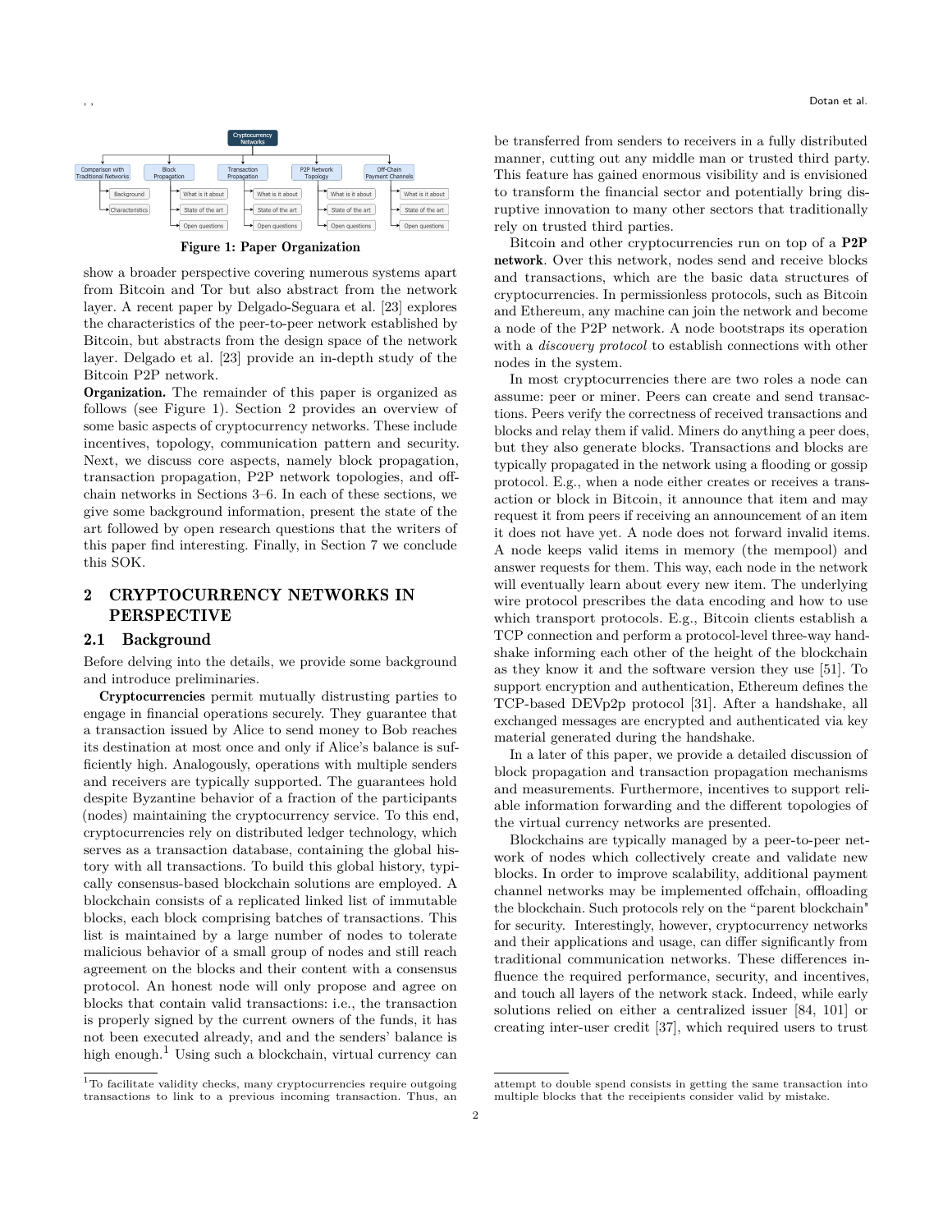Figure 1: Paper Organization

show a broader perspective covering numerous systems apart from Bitcoin and Tor but also abstract from the network layer. A recent paper by Delgado-Seguara et al. [23] explores the characteristics of the peer-to-peer network established by Bitcoin, but abstracts from the design space of the network layer. Delgado et al. [23] provide an in-depth study of the Bitcoin P2P network.

**Organization.** The remainder of this paper is organized as follows (see Figure 1). Section 2 provides an overview of some basic aspects of cryptocurrency networks. These include incentives, topology, communication pattern and security. Next, we discuss core aspects, namely block propagation, transaction propagation, P2P network topologies, and off-chain networks in Sections 3–6. In each of these sections, we give some background information, present the state of the art followed by open research questions that the writers of this paper find interesting. Finally, in Section 7 we conclude this SOK.

## 2 CRYPTOCURRENCY NETWORKS IN PERSPECTIVE

### 2.1 Background

Before delving into the details, we provide some background and introduce preliminaries.

**Cryptocurrencies** permit mutually distrusting parties to engage in financial operations securely. They guarantee that a transaction issued by Alice to send money to Bob reaches its destination at most once and only if Alice's balance is sufficiently high. Analogously, operations with multiple senders and receivers are typically supported. The guarantees hold despite Byzantine behavior of a fraction of the participants (nodes) maintaining the cryptocurrency service. To this end, cryptocurrencies rely on distributed ledger technology, which serves as a transaction database, containing the global history with all transactions. To build this global history, typically consensus-based blockchain solutions are employed. A blockchain consists of a replicated linked list of immutable blocks, each block comprising batches of transactions. This list is maintained by a large number of nodes to tolerate malicious behavior of a small group of nodes and still reach agreement on the blocks and their content with a consensus protocol. An honest node will only propose and agree on blocks that contain valid transactions: i.e., the transaction is properly signed by the current owners of the funds, it has not been executed already, and and the senders' balance is high enough.[1] Using such a blockchain, virtual currency can be transferred from senders to receivers in a fully distributed manner, cutting out any middle man or trusted third party. This feature has gained enormous visibility and is envisioned to transform the financial sector and potentially bring disruptive innovation to many other sectors that traditionally rely on trusted third parties.

Bitcoin and other cryptocurrencies run on top of a **P2P network**. Over this network, nodes send and receive blocks and transactions, which are the basic data structures of cryptocurrencies. In permissionless protocols, such as Bitcoin and Ethereum, any machine can join the network and become a node of the P2P network. A node bootstraps its operation with a *discovery protocol* to establish connections with other nodes in the system.

In most cryptocurrencies there are two roles a node can assume: peer or miner. Peers can create and send transactions. Peers verify the correctness of received transactions and blocks and relay them if valid. Miners do anything a peer does, but they also generate blocks. Transactions and blocks are typically propagated in the network using a flooding or gossip protocol. E.g., when a node either creates or receives a transaction or block in Bitcoin, it announce that item and may request it from peers if receiving an announcement of an item it does not have yet. A node does not forward invalid items. A node keeps valid items in memory (the mempool) and answer requests for them. This way, each node in the network will eventually learn about every new item. The underlying wire protocol prescribes the data encoding and how to use which transport protocols. E.g., Bitcoin clients establish a TCP connection and perform a protocol-level three-way handshake informing each other of the height of the blockchain as they know it and the software version they use [51]. To support encryption and authentication, Ethereum defines the TCP-based DEVp2p protocol [31]. After a handshake, all exchanged messages are encrypted and authenticated via key material generated during the handshake.

In a later of this paper, we provide a detailed discussion of block propagation and transaction propagation mechanisms and measurements. Furthermore, incentives to support reliable information forwarding and the different topologies of the virtual currency networks are presented.

Blockchains are typically managed by a peer-to-peer network of nodes which collectively create and validate new blocks. In order to improve scalability, additional payment channel networks may be implemented offchain, offloading the blockchain. Such protocols rely on the "parent blockchain" for security. Interestingly, however, cryptocurrency networks and their applications and usage, can differ significantly from traditional communication networks. These differences influence the required performance, security, and incentives, and touch all layers of the network stack. Indeed, while early solutions relied on either a centralized issuer [84, 101] or creating inter-user credit [37], which required users to trust

[1] To facilitate validity checks, many cryptocurrencies require outgoing transactions to link to a previous incoming transaction. Thus, an attempt to double spend consists in getting the same transaction into multiple blocks that the receipients consider valid by mistake.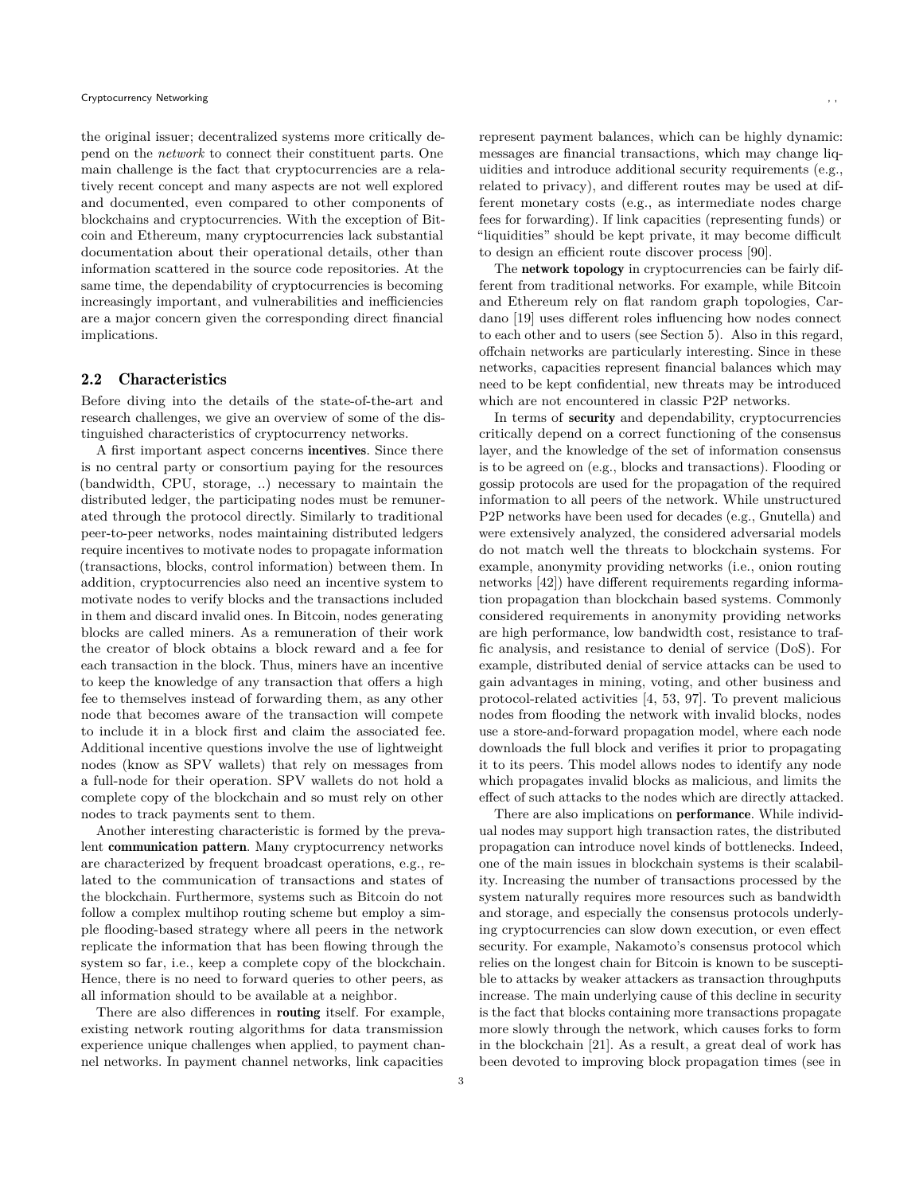the original issuer; decentralized systems more critically depend on the *network* to connect their constituent parts. One main challenge is the fact that cryptocurrencies are a relatively recent concept and many aspects are not well explored and documented, even compared to other components of blockchains and cryptocurrencies. With the exception of Bitcoin and Ethereum, many cryptocurrencies lack substantial documentation about their operational details, other than information scattered in the source code repositories. At the same time, the dependability of cryptocurrencies is becoming increasingly important, and vulnerabilities and inefficiencies are a major concern given the corresponding direct financial implications.

## 2.2 Characteristics

Before diving into the details of the state-of-the-art and research challenges, we give an overview of some of the distinguished characteristics of cryptocurrency networks.

A first important aspect concerns **incentives**. Since there is no central party or consortium paying for the resources (bandwidth, CPU, storage, ..) necessary to maintain the distributed ledger, the participating nodes must be remunerated through the protocol directly. Similarly to traditional peer-to-peer networks, nodes maintaining distributed ledgers require incentives to motivate nodes to propagate information (transactions, blocks, control information) between them. In addition, cryptocurrencies also need an incentive system to motivate nodes to verify blocks and the transactions included in them and discard invalid ones. In Bitcoin, nodes generating blocks are called miners. As a remuneration of their work the creator of block obtains a block reward and a fee for each transaction in the block. Thus, miners have an incentive to keep the knowledge of any transaction that offers a high fee to themselves instead of forwarding them, as any other node that becomes aware of the transaction will compete to include it in a block first and claim the associated fee. Additional incentive questions involve the use of lightweight nodes (know as SPV wallets) that rely on messages from a full-node for their operation. SPV wallets do not hold a complete copy of the blockchain and so must rely on other nodes to track payments sent to them.

Another interesting characteristic is formed by the prevalent **communication pattern**. Many cryptocurrency networks are characterized by frequent broadcast operations, e.g., related to the communication of transactions and states of the blockchain. Furthermore, systems such as Bitcoin do not follow a complex multihop routing scheme but employ a simple flooding-based strategy where all peers in the network replicate the information that has been flowing through the system so far, i.e., keep a complete copy of the blockchain. Hence, there is no need to forward queries to other peers, as all information should to be available at a neighbor.

There are also differences in **routing** itself. For example, existing network routing algorithms for data transmission experience unique challenges when applied, to payment channel networks. In payment channel networks, link capacities represent payment balances, which can be highly dynamic: messages are financial transactions, which may change liquidities and introduce additional security requirements (e.g., related to privacy), and different routes may be used at different monetary costs (e.g., as intermediate nodes charge fees for forwarding). If link capacities (representing funds) or "liquidities" should be kept private, it may become difficult to design an efficient route discover process [90].

The **network topology** in cryptocurrencies can be fairly different from traditional networks. For example, while Bitcoin and Ethereum rely on flat random graph topologies, Cardano [19] uses different roles influencing how nodes connect to each other and to users (see Section 5). Also in this regard, offchain networks are particularly interesting. Since in these networks, capacities represent financial balances which may need to be kept confidential, new threats may be introduced which are not encountered in classic P2P networks.

In terms of **security** and dependability, cryptocurrencies critically depend on a correct functioning of the consensus layer, and the knowledge of the set of information consensus is to be agreed on (e.g., blocks and transactions). Flooding or gossip protocols are used for the propagation of the required information to all peers of the network. While unstructured P2P networks have been used for decades (e.g., Gnutella) and were extensively analyzed, the considered adversarial models do not match well the threats to blockchain systems. For example, anonymity providing networks (i.e., onion routing networks [42]) have different requirements regarding information propagation than blockchain based systems. Commonly considered requirements in anonymity providing networks are high performance, low bandwidth cost, resistance to traffic analysis, and resistance to denial of service (DoS). For example, distributed denial of service attacks can be used to gain advantages in mining, voting, and other business and protocol-related activities [4, 53, 97]. To prevent malicious nodes from flooding the network with invalid blocks, nodes use a store-and-forward propagation model, where each node downloads the full block and verifies it prior to propagating it to its peers. This model allows nodes to identify any node which propagates invalid blocks as malicious, and limits the effect of such attacks to the nodes which are directly attacked.

There are also implications on **performance**. While individual nodes may support high transaction rates, the distributed propagation can introduce novel kinds of bottlenecks. Indeed, one of the main issues in blockchain systems is their scalability. Increasing the number of transactions processed by the system naturally requires more resources such as bandwidth and storage, and especially the consensus protocols underlying cryptocurrencies can slow down execution, or even effect security. For example, Nakamoto's consensus protocol which relies on the longest chain for Bitcoin is known to be susceptible to attacks by weaker attackers as transaction throughputs increase. The main underlying cause of this decline in security is the fact that blocks containing more transactions propagate more slowly through the network, which causes forks to form in the blockchain [21]. As a result, a great deal of work has been devoted to improving block propagation times (see in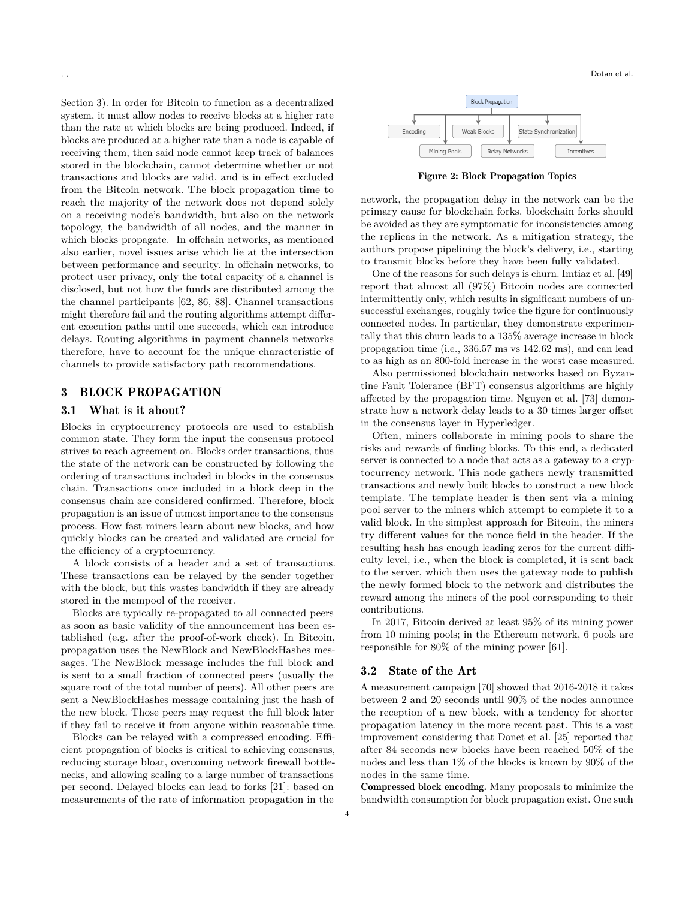Section 3). In order for Bitcoin to function as a decentralized system, it must allow nodes to receive blocks at a higher rate than the rate at which blocks are being produced. Indeed, if blocks are produced at a higher rate than a node is capable of receiving them, then said node cannot keep track of balances stored in the blockchain, cannot determine whether or not transactions and blocks are valid, and is in effect excluded from the Bitcoin network. The block propagation time to reach the majority of the network does not depend solely on a receiving node's bandwidth, but also on the network topology, the bandwidth of all nodes, and the manner in which blocks propagate. In offchain networks, as mentioned also earlier, novel issues arise which lie at the intersection between performance and security. In offchain networks, to protect user privacy, only the total capacity of a channel is disclosed, but not how the funds are distributed among the the channel participants [62, 86, 88]. Channel transactions might therefore fail and the routing algorithms attempt different execution paths until one succeeds, which can introduce delays. Routing algorithms in payment channels networks therefore, have to account for the unique characteristic of channels to provide satisfactory path recommendations.

## 3 BLOCK PROPAGATION

### 3.1 What is it about?

Blocks in cryptocurrency protocols are used to establish common state. They form the input the consensus protocol strives to reach agreement on. Blocks order transactions, thus the state of the network can be constructed by following the ordering of transactions included in blocks in the consensus chain. Transactions once included in a block deep in the consensus chain are considered confirmed. Therefore, block propagation is an issue of utmost importance to the consensus process. How fast miners learn about new blocks, and how quickly blocks can be created and validated are crucial for the efficiency of a cryptocurrency.

A block consists of a header and a set of transactions. These transactions can be relayed by the sender together with the block, but this wastes bandwidth if they are already stored in the mempool of the receiver.

Blocks are typically re-propagated to all connected peers as soon as basic validity of the announcement has been established (e.g. after the proof-of-work check). In Bitcoin, propagation uses the NewBlock and NewBlockHashes messages. The NewBlock message includes the full block and is sent to a small fraction of connected peers (usually the square root of the total number of peers). All other peers are sent a NewBlockHashes message containing just the hash of the new block. Those peers may request the full block later if they fail to receive it from anyone within reasonable time.

Blocks can be relayed with a compressed encoding. Efficient propagation of blocks is critical to achieving consensus, reducing storage bloat, overcoming network firewall bottlenecks, and allowing scaling to a large number of transactions per second. Delayed blocks can lead to forks [21]: based on measurements of the rate of information propagation in the network, the propagation delay in the network can be the primary cause for blockchain forks. blockchain forks should be avoided as they are symptomatic for inconsistencies among the replicas in the network. As a mitigation strategy, the authors propose pipelining the block's delivery, i.e., starting to transmit blocks before they have been fully validated.

Block Propagation: Encoding, Mining Pools, Weak Blocks, Relay Networks, State Synchronization, Incentives

**Figure 2: Block Propagation Topics**

One of the reasons for such delays is churn. Imtiaz et al. [49] report that almost all (97%) Bitcoin nodes are connected intermittently only, which results in significant numbers of unsuccessful exchanges, roughly twice the figure for continuously connected nodes. In particular, they demonstrate experimentally that this churn leads to a 135% average increase in block propagation time (i.e., 336.57 ms vs 142.62 ms), and can lead to as high as an 800-fold increase in the worst case measured.

Also permissioned blockchain networks based on Byzantine Fault Tolerance (BFT) consensus algorithms are highly affected by the propagation time. Nguyen et al. [73] demonstrate how a network delay leads to a 30 times larger offset in the consensus layer in Hyperledger.

Often, miners collaborate in mining pools to share the risks and rewards of finding blocks. To this end, a dedicated server is connected to a node that acts as a gateway to a cryptocurrency network. This node gathers newly transmitted transactions and newly built blocks to construct a new block template. The template header is then sent via a mining pool server to the miners which attempt to complete it to a valid block. In the simplest approach for Bitcoin, the miners try different values for the nonce field in the header. If the resulting hash has enough leading zeros for the current difficulty level, i.e., when the block is completed, it is sent back to the server, which then uses the gateway node to publish the newly formed block to the network and distributes the reward among the miners of the pool corresponding to their contributions.

In 2017, Bitcoin derived at least 95% of its mining power from 10 mining pools; in the Ethereum network, 6 pools are responsible for 80% of the mining power [61].

### 3.2 State of the Art

A measurement campaign [70] showed that 2016-2018 it takes between 2 and 20 seconds until 90% of the nodes announce the reception of a new block, with a tendency for shorter propagation latency in the more recent past. This is a vast improvement considering that Donet et al. [25] reported that after 84 seconds new blocks have been reached 50% of the nodes and less than 1% of the blocks is known by 90% of the nodes in the same time.

**Compressed block encoding.** Many proposals to minimize the bandwidth consumption for block propagation exist. One such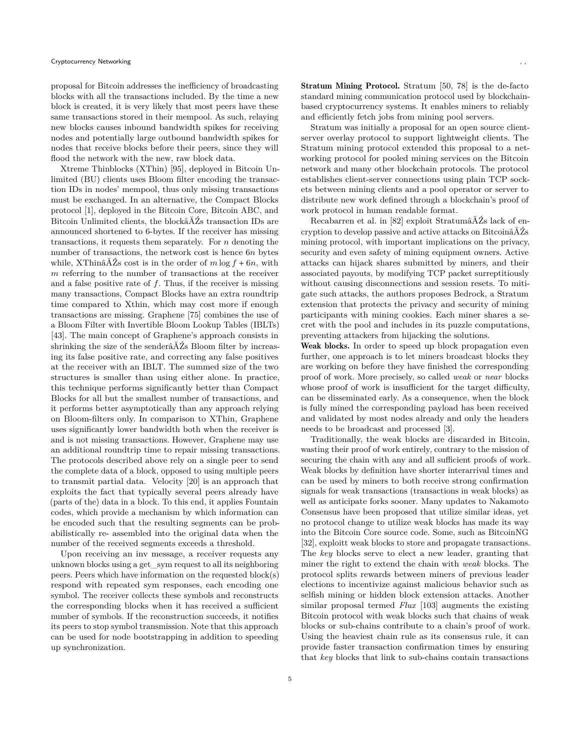proposal for Bitcoin addresses the inefficiency of broadcasting blocks with all the transactions included. By the time a new block is created, it is very likely that most peers have these same transactions stored in their mempool. As such, relaying new blocks causes inbound bandwidth spikes for receiving nodes and potentially large outbound bandwidth spikes for nodes that receive blocks before their peers, since they will flood the network with the new, raw block data.

Xtreme Thinblocks (XThin) [95], deployed in Bitcoin Unlimited (BU) clients uses Bloom filter encoding the transaction IDs in nodes' mempool, thus only missing transactions must be exchanged. In an alternative, the Compact Blocks protocol [1], deployed in the Bitcoin Core, Bitcoin ABC, and Bitcoin Unlimited clients, the blockâĂŹs transaction IDs are announced shortened to 6-bytes. If the receiver has missing transactions, it requests them separately. For $n$ denoting the number of transactions, the network cost is hence $6n$ bytes while, XThinâĂŹs cost is in the order of $m \log f + 6n$, with $m$ referring to the number of transactions at the receiver and a false positive rate of $f$. Thus, if the receiver is missing many transactions, Compact Blocks have an extra roundtrip time compared to Xthin, which may cost more if enough transactions are missing. Graphene [75] combines the use of a Bloom Filter with Invertible Bloom Lookup Tables (IBLTs) [43]. The main concept of Graphene's approach consists in shrinking the size of the senderâĂŹs Bloom filter by increasing its false positive rate, and correcting any false positives at the receiver with an IBLT. The summed size of the two structures is smaller than using either alone. In practice, this technique performs significantly better than Compact Blocks for all but the smallest number of transactions, and it performs better asymptotically than any approach relying on Bloom-filters only. In comparison to XThin, Graphene uses significantly lower bandwidth both when the receiver is and is not missing transactions. However, Graphene may use an additional roundtrip time to repair missing transactions. The protocols described above rely on a single peer to send the complete data of a block, opposed to using multiple peers to transmit partial data. Velocity [20] is an approach that exploits the fact that typically several peers already have (parts of the) data in a block. To this end, it applies Fountain codes, which provide a mechanism by which information can be encoded such that the resulting segments can be probabilistically re- assembled into the original data when the number of the received segments exceeds a threshold.

Upon receiving an inv message, a receiver requests any unknown blocks using a get_sym request to all its neighboring peers. Peers which have information on the requested block(s) respond with repeated sym responses, each encoding one symbol. The receiver collects these symbols and reconstructs the corresponding blocks when it has received a sufficient number of symbols. If the reconstruction succeeds, it notifies its peers to stop symbol transmission. Note that this approach can be used for node bootstrapping in addition to speeding up synchronization.

**Stratum Mining Protocol.** Stratum [50, 78] is the de-facto standard mining communication protocol used by blockchain-based cryptocurrency systems. It enables miners to reliably and efficiently fetch jobs from mining pool servers.

Stratum was initially a proposal for an open source client-server overlay protocol to support lightweight clients. The Stratum mining protocol extended this proposal to a networking protocol for pooled mining services on the Bitcoin network and many other blockchain protocols. The protocol establishes client-server connections using plain TCP sockets between mining clients and a pool operator or server to distribute new work defined through a blockchain's proof of work protocol in human readable format.

Recabarren et al. in [82] exploit StratumâĂŹs lack of encryption to develop passive and active attacks on BitcoinâĂŹs mining protocol, with important implications on the privacy, security and even safety of mining equipment owners. Active attacks can hijack shares submitted by miners, and their associated payouts, by modifying TCP packet surreptitiously without causing disconnections and session resets. To mitigate such attacks, the authors proposes Bedrock, a Stratum extension that protects the privacy and security of mining participants with mining cookies. Each miner shares a secret with the pool and includes in its puzzle computations, preventing attackers from hijacking the solutions.

**Weak blocks.** In order to speed up block propagation even further, one approach is to let miners broadcast blocks they are working on before they have finished the corresponding proof of work. More precisely, so called *weak* or *near* blocks whose proof of work is insufficient for the target difficulty, can be disseminated early. As a consequence, when the block is fully mined the corresponding payload has been received and validated by most nodes already and only the headers needs to be broadcast and processed [3].

Traditionally, the weak blocks are discarded in Bitcoin, wasting their proof of work entirely, contrary to the mission of securing the chain with any and all sufficient proofs of work. Weak blocks by definition have shorter interarrival times and can be used by miners to both receive strong confirmation signals for weak transactions (transactions in weak blocks) as well as anticipate forks sooner. Many updates to Nakamoto Consensus have been proposed that utilize similar ideas, yet no protocol change to utilize weak blocks has made its way into the Bitcoin Core source code. Some, such as BitcoinNG [32], exploitt weak blocks to store and propagate transactions. The *key* blocks serve to elect a new leader, granting that miner the right to extend the chain with *weak* blocks. The protocol splits rewards between miners of previous leader elections to incentivize against malicious behavior such as selfish mining or hidden block extension attacks. Another similar proposal termed *Flux* [103] augments the existing Bitcoin protocol with weak blocks such that chains of weak blocks or sub-chains contribute to a chain's proof of work. Using the heaviest chain rule as its consensus rule, it can provide faster transaction confirmation times by ensuring that *key* blocks that link to sub-chains contain transactions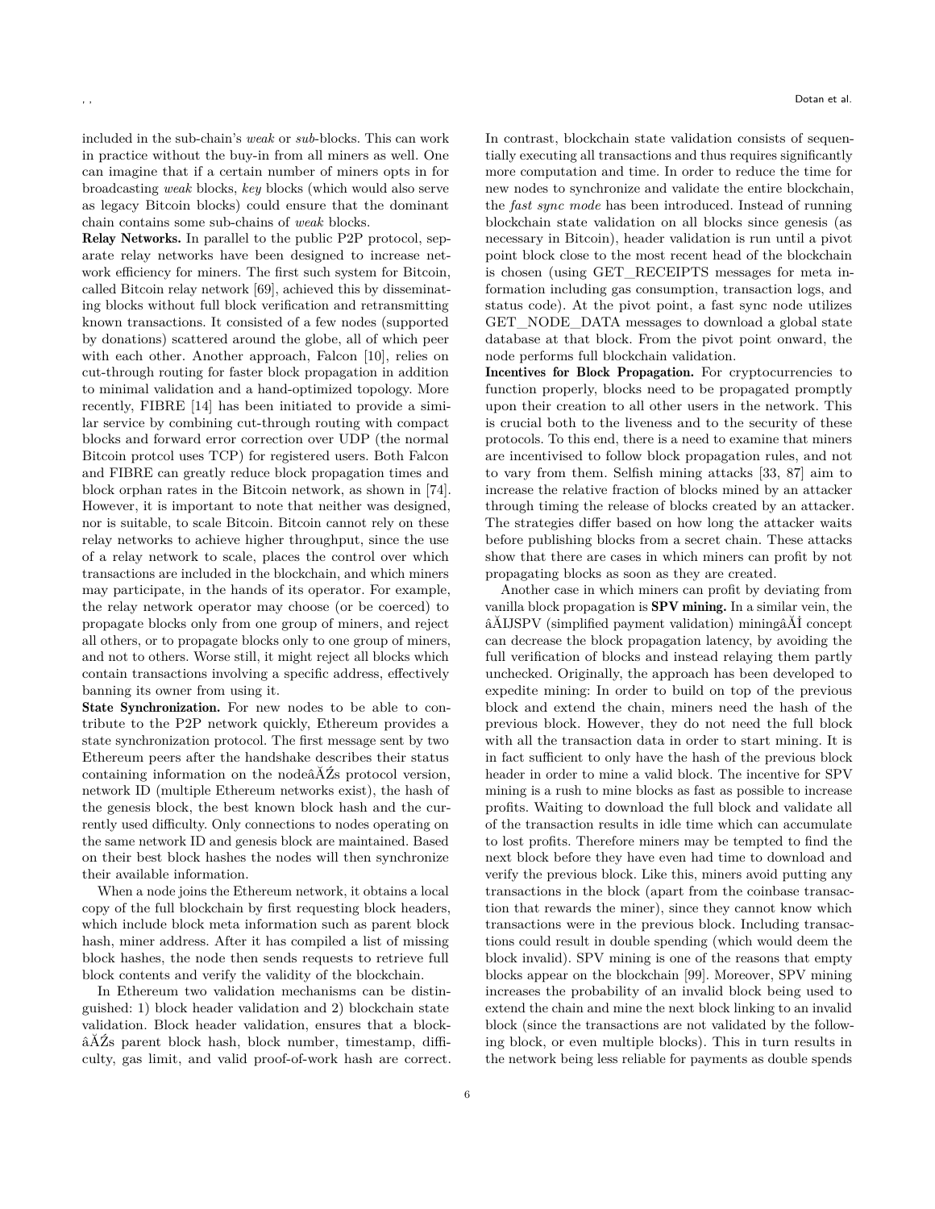included in the sub-chain's *weak* or *sub*-blocks. This can work in practice without the buy-in from all miners as well. One can imagine that if a certain number of miners opts in for broadcasting *weak* blocks, *key* blocks (which would also serve as legacy Bitcoin blocks) could ensure that the dominant chain contains some sub-chains of *weak* blocks.

**Relay Networks.** In parallel to the public P2P protocol, separate relay networks have been designed to increase network efficiency for miners. The first such system for Bitcoin, called Bitcoin relay network [69], achieved this by disseminating blocks without full block verification and retransmitting known transactions. It consisted of a few nodes (supported by donations) scattered around the globe, all of which peer with each other. Another approach, Falcon [10], relies on cut-through routing for faster block propagation in addition to minimal validation and a hand-optimized topology. More recently, FIBRE [14] has been initiated to provide a similar service by combining cut-through routing with compact blocks and forward error correction over UDP (the normal Bitcoin protcol uses TCP) for registered users. Both Falcon and FIBRE can greatly reduce block propagation times and block orphan rates in the Bitcoin network, as shown in [74]. However, it is important to note that neither was designed, nor is suitable, to scale Bitcoin. Bitcoin cannot rely on these relay networks to achieve higher throughput, since the use of a relay network to scale, places the control over which transactions are included in the blockchain, and which miners may participate, in the hands of its operator. For example, the relay network operator may choose (or be coerced) to propagate blocks only from one group of miners, and reject all others, or to propagate blocks only to one group of miners, and not to others. Worse still, it might reject all blocks which contain transactions involving a specific address, effectively banning its owner from using it.

**State Synchronization.** For new nodes to be able to contribute to the P2P network quickly, Ethereum provides a state synchronization protocol. The first message sent by two Ethereum peers after the handshake describes their status containing information on the nodeâĂŹs protocol version, network ID (multiple Ethereum networks exist), the hash of the genesis block, the best known block hash and the currently used difficulty. Only connections to nodes operating on the same network ID and genesis block are maintained. Based on their best block hashes the nodes will then synchronize their available information.

When a node joins the Ethereum network, it obtains a local copy of the full blockchain by first requesting block headers, which include block meta information such as parent block hash, miner address. After it has compiled a list of missing block hashes, the node then sends requests to retrieve full block contents and verify the validity of the blockchain.

In Ethereum two validation mechanisms can be distinguished: 1) block header validation and 2) blockchain state validation. Block header validation, ensures that a blockâĂŹs parent block hash, block number, timestamp, difficulty, gas limit, and valid proof-of-work hash are correct. In contrast, blockchain state validation consists of sequentially executing all transactions and thus requires significantly more computation and time. In order to reduce the time for new nodes to synchronize and validate the entire blockchain, the *fast sync mode* has been introduced. Instead of running blockchain state validation on all blocks since genesis (as necessary in Bitcoin), header validation is run until a pivot point block close to the most recent head of the blockchain is chosen (using GET_RECEIPTS messages for meta information including gas consumption, transaction logs, and status code). At the pivot point, a fast sync node utilizes GET_NODE_DATA messages to download a global state database at that block. From the pivot point onward, the node performs full blockchain validation.

**Incentives for Block Propagation.** For cryptocurrencies to function properly, blocks need to be propagated promptly upon their creation to all other users in the network. This is crucial both to the liveness and to the security of these protocols. To this end, there is a need to examine that miners are incentivised to follow block propagation rules, and not to vary from them. Selfish mining attacks [33, 87] aim to increase the relative fraction of blocks mined by an attacker through timing the release of blocks created by an attacker. The strategies differ based on how long the attacker waits before publishing blocks from a secret chain. These attacks show that there are cases in which miners can profit by not propagating blocks as soon as they are created.

Another case in which miners can profit by deviating from vanilla block propagation is **SPV mining.** In a similar vein, the âĂIJSPV (simplified payment validation) miningâĂİ concept can decrease the block propagation latency, by avoiding the full verification of blocks and instead relaying them partly unchecked. Originally, the approach has been developed to expedite mining: In order to build on top of the previous block and extend the chain, miners need the hash of the previous block. However, they do not need the full block with all the transaction data in order to start mining. It is in fact sufficient to only have the hash of the previous block header in order to mine a valid block. The incentive for SPV mining is a rush to mine blocks as fast as possible to increase profits. Waiting to download the full block and validate all of the transaction results in idle time which can accumulate to lost profits. Therefore miners may be tempted to find the next block before they have even had time to download and verify the previous block. Like this, miners avoid putting any transactions in the block (apart from the coinbase transaction that rewards the miner), since they cannot know which transactions were in the previous block. Including transactions could result in double spending (which would deem the block invalid). SPV mining is one of the reasons that empty blocks appear on the blockchain [99]. Moreover, SPV mining increases the probability of an invalid block being used to extend the chain and mine the next block linking to an invalid block (since the transactions are not validated by the following block, or even multiple blocks). This in turn results in the network being less reliable for payments as double spends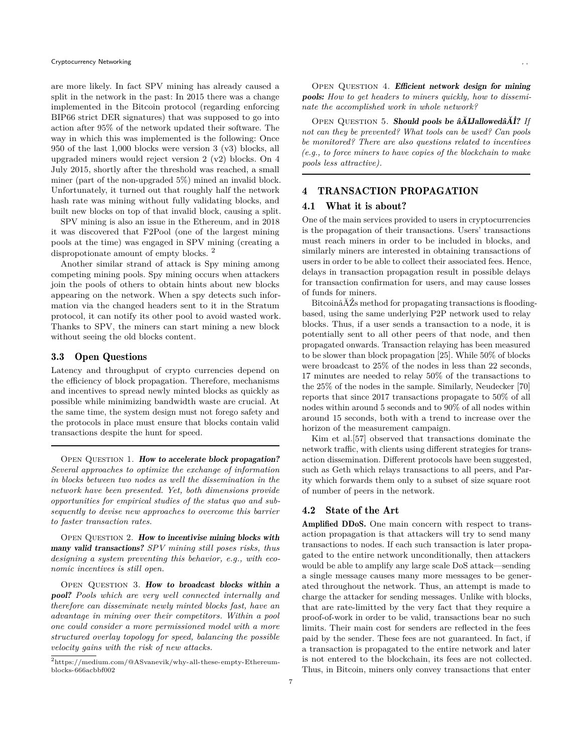are more likely. In fact SPV mining has already caused a split in the network in the past: In 2015 there was a change implemented in the Bitcoin protocol (regarding enforcing BIP66 strict DER signatures) that was supposed to go into action after 95% of the network updated their software. The way in which this was implemented is the following: Once 950 of the last 1,000 blocks were version 3 (v3) blocks, all upgraded miners would reject version 2 (v2) blocks. On 4 July 2015, shortly after the threshold was reached, a small miner (part of the non-upgraded 5%) mined an invalid block. Unfortunately, it turned out that roughly half the network hash rate was mining without fully validating blocks, and built new blocks on top of that invalid block, causing a split.

SPV mining is also an issue in the Ethereum, and in 2018 it was discovered that F2Pool (one of the largest mining pools at the time) was engaged in SPV mining (creating a dispropotionate amount of empty blocks. [2]

Another similar strand of attack is Spy mining among competing mining pools. Spy mining occurs when attackers join the pools of others to obtain hints about new blocks appearing on the network. When a spy detects such information via the changed headers sent to it in the Stratum protocol, it can notify its other pool to avoid wasted work. Thanks to SPV, the miners can start mining a new block without seeing the old blocks content.

### 3.3 Open Questions

Latency and throughput of crypto currencies depend on the efficiency of block propagation. Therefore, mechanisms and incentives to spread newly minted blocks as quickly as possible while minimizing bandwidth waste are crucial. At the same time, the system design must not forego safety and the protocols in place must ensure that blocks contain valid transactions despite the hunt for speed.

---

OPEN QUESTION 1. ***How to accelerate block propagation?*** *Several approaches to optimize the exchange of information in blocks between two nodes as well the dissemination in the network have been presented. Yet, both dimensions provide opportunities for empirical studies of the status quo and subsequently to devise new approaches to overcome this barrier to faster transaction rates.*

OPEN QUESTION 2. ***How to incentivise mining blocks with many valid transactions?*** *SPV mining still poses risks, thus designing a system preventing this behavior, e.g., with economic incentives is still open.*

OPEN QUESTION 3. ***How to broadcast blocks within a pool?*** *Pools which are very well connected internally and therefore can disseminate newly minted blocks fast, have an advantage in mining over their competitors. Within a pool one could consider a more permissioned model with a more structured overlay topology for speed, balancing the possible velocity gains with the risk of new attacks.*

OPEN QUESTION 4. ***Efficient network design for mining pools:*** *How to get headers to miners quickly, how to disseminate the accomplished work in whole network?*

OPEN QUESTION 5. ***Should pools be âĂIJallowedâĂİ?*** *If not can they be prevented? What tools can be used? Can pools be monitored? There are also questions related to incentives (e.g., to force miners to have copies of the blockchain to make pools less attractive).*

---

[2] https://medium.com/@ASvanevik/why-all-these-empty-Ethereum-blocks-666acbbf002

## 4 TRANSACTION PROPAGATION

### 4.1 What it is about?

One of the main services provided to users in cryptocurrencies is the propagation of their transactions. Users' transactions must reach miners in order to be included in blocks, and similarly miners are interested in obtaining transactions of users in order to be able to collect their associated fees. Hence, delays in transaction propagation result in possible delays for transaction confirmation for users, and may cause losses of funds for miners.

BitcoinâĂŹs method for propagating transactions is flooding-based, using the same underlying P2P network used to relay blocks. Thus, if a user sends a transaction to a node, it is potentially sent to all other peers of that node, and then propagated onwards. Transaction relaying has been measured to be slower than block propagation [25]. While 50% of blocks were broadcast to 25% of the nodes in less than 22 seconds, 17 minutes are needed to relay 50% of the transactions to the 25% of the nodes in the sample. Similarly, Neudecker [70] reports that since 2017 transactions propagate to 50% of all nodes within around 5 seconds and to 90% of all nodes within around 15 seconds, both with a trend to increase over the horizon of the measurement campaign.

Kim et al.[57] observed that transactions dominate the network traffic, with clients using different strategies for transaction dissemination. Different protocols have been suggested, such as Geth which relays transactions to all peers, and Parity which forwards them only to a subset of size square root of number of peers in the network.

### 4.2 State of the Art

**Amplified DDoS.** One main concern with respect to transaction propagation is that attackers will try to send many transactions to nodes. If each such transaction is later propagated to the entire network unconditionally, then attackers would be able to amplify any large scale DoS attack—sending a single message causes many more messages to be generated throughout the network. Thus, an attempt is made to charge the attacker for sending messages. Unlike with blocks, that are rate-limitted by the very fact that they require a proof-of-work in order to be valid, transactions bear no such limits. Their main cost for senders are reflected in the fees paid by the sender. These fees are not guaranteed. In fact, if a transaction is propagated to the entire network and later is not entered to the blockchain, its fees are not collected. Thus, in Bitcoin, miners only convey transactions that enter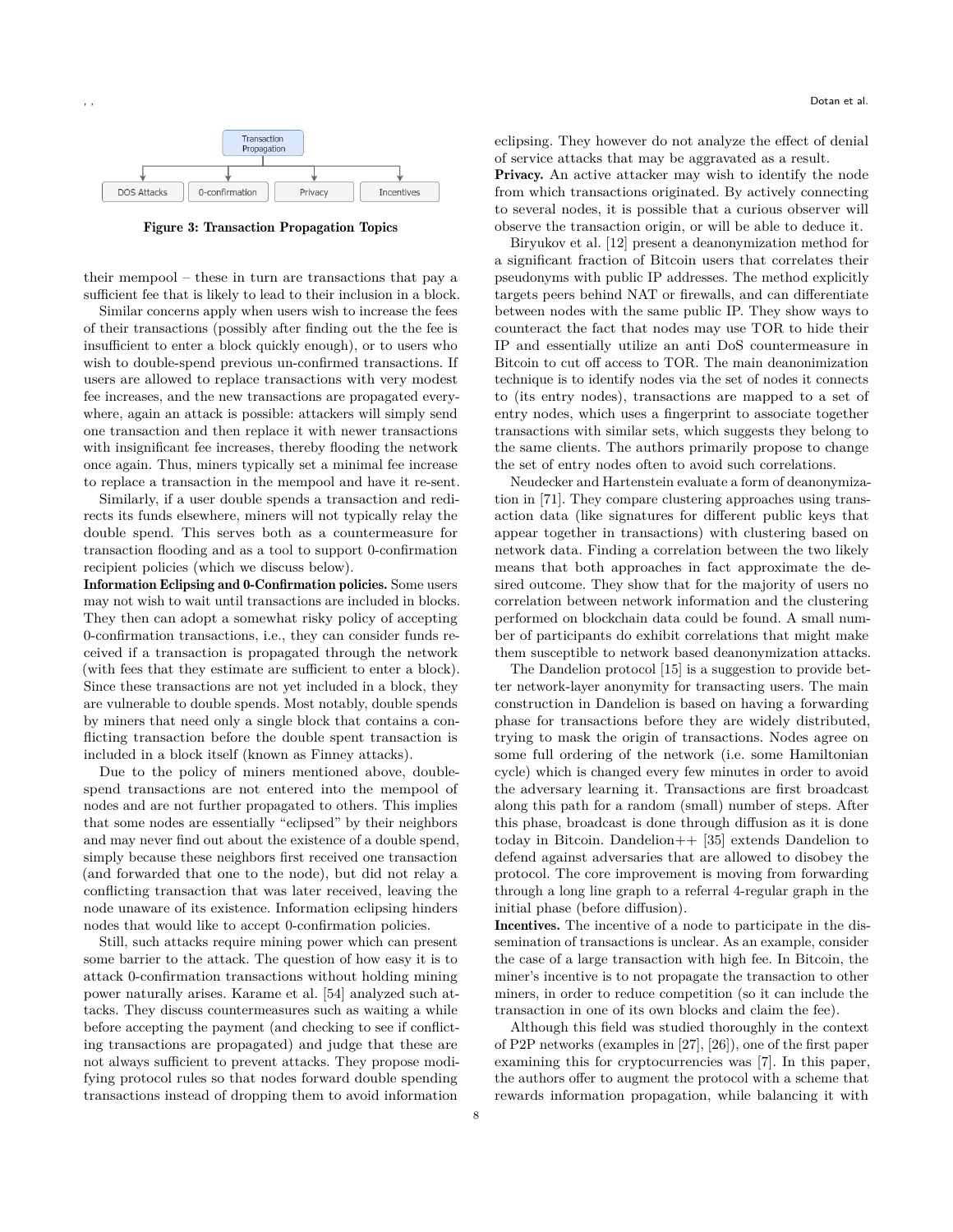Transaction Propagation

DOS Attacks | 0-confirmation | Privacy | Incentives

**Figure 3: Transaction Propagation Topics**

their mempool – these in turn are transactions that pay a sufficient fee that is likely to lead to their inclusion in a block.

Similar concerns apply when users wish to increase the fees of their transactions (possibly after finding out the the fee is insufficient to enter a block quickly enough), or to users who wish to double-spend previous un-confirmed transactions. If users are allowed to replace transactions with very modest fee increases, and the new transactions are propagated everywhere, again an attack is possible: attackers will simply send one transaction and then replace it with newer transactions with insignificant fee increases, thereby flooding the network once again. Thus, miners typically set a minimal fee increase to replace a transaction in the mempool and have it re-sent.

Similarly, if a user double spends a transaction and redirects its funds elsewhere, miners will not typically relay the double spend. This serves both as a countermeasure for transaction flooding and as a tool to support 0-confirmation recipient policies (which we discuss below).

**Information Eclipsing and 0-Confirmation policies.** Some users may not wish to wait until transactions are included in blocks. They then can adopt a somewhat risky policy of accepting 0-confirmation transactions, i.e., they can consider funds received if a transaction is propagated through the network (with fees that they estimate are sufficient to enter a block). Since these transactions are not yet included in a block, they are vulnerable to double spends. Most notably, double spends by miners that need only a single block that contains a conflicting transaction before the double spent transaction is included in a block itself (known as Finney attacks).

Due to the policy of miners mentioned above, double-spend transactions are not entered into the mempool of nodes and are not further propagated to others. This implies that some nodes are essentially "eclipsed" by their neighbors and may never find out about the existence of a double spend, simply because these neighbors first received one transaction (and forwarded that one to the node), but did not relay a conflicting transaction that was later received, leaving the node unaware of its existence. Information eclipsing hinders nodes that would like to accept 0-confirmation policies.

Still, such attacks require mining power which can present some barrier to the attack. The question of how easy it is to attack 0-confirmation transactions without holding mining power naturally arises. Karame et al. [54] analyzed such attacks. They discuss countermeasures such as waiting a while before accepting the payment (and checking to see if conflicting transactions are propagated) and judge that these are not always sufficient to prevent attacks. They propose modifying protocol rules so that nodes forward double spending transactions instead of dropping them to avoid information eclipsing. They however do not analyze the effect of denial of service attacks that may be aggravated as a result.

**Privacy.** An active attacker may wish to identify the node from which transactions originated. By actively connecting to several nodes, it is possible that a curious observer will observe the transaction origin, or will be able to deduce it.

Biryukov et al. [12] present a deanonymization method for a significant fraction of Bitcoin users that correlates their pseudonyms with public IP addresses. The method explicitly targets peers behind NAT or firewalls, and can differentiate between nodes with the same public IP. They show ways to counteract the fact that nodes may use TOR to hide their IP and essentially utilize an anti DoS countermeasure in Bitcoin to cut off access to TOR. The main deanonimization technique is to identify nodes via the set of nodes it connects to (its entry nodes), transactions are mapped to a set of entry nodes, which uses a fingerprint to associate together transactions with similar sets, which suggests they belong to the same clients. The authors primarily propose to change the set of entry nodes often to avoid such correlations.

Neudecker and Hartenstein evaluate a form of deanonymization in [71]. They compare clustering approaches using transaction data (like signatures for different public keys that appear together in transactions) with clustering based on network data. Finding a correlation between the two likely means that both approaches in fact approximate the desired outcome. They show that for the majority of users no correlation between network information and the clustering performed on blockchain data could be found. A small number of participants do exhibit correlations that might make them susceptible to network based deanonymization attacks.

The Dandelion protocol [15] is a suggestion to provide better network-layer anonymity for transacting users. The main construction in Dandelion is based on having a forwarding phase for transactions before they are widely distributed, trying to mask the origin of transactions. Nodes agree on some full ordering of the network (i.e. some Hamiltonian cycle) which is changed every few minutes in order to avoid the adversary learning it. Transactions are first broadcast along this path for a random (small) number of steps. After this phase, broadcast is done through diffusion as it is done today in Bitcoin. Dandelion++ [35] extends Dandelion to defend against adversaries that are allowed to disobey the protocol. The core improvement is moving from forwarding through a long line graph to a referral 4-regular graph in the initial phase (before diffusion).

**Incentives.** The incentive of a node to participate in the dissemination of transactions is unclear. As an example, consider the case of a large transaction with high fee. In Bitcoin, the miner's incentive is to not propagate the transaction to other miners, in order to reduce competition (so it can include the transaction in one of its own blocks and claim the fee).

Although this field was studied thoroughly in the context of P2P networks (examples in [27], [26]), one of the first paper examining this for cryptocurrencies was [7]. In this paper, the authors offer to augment the protocol with a scheme that rewards information propagation, while balancing it with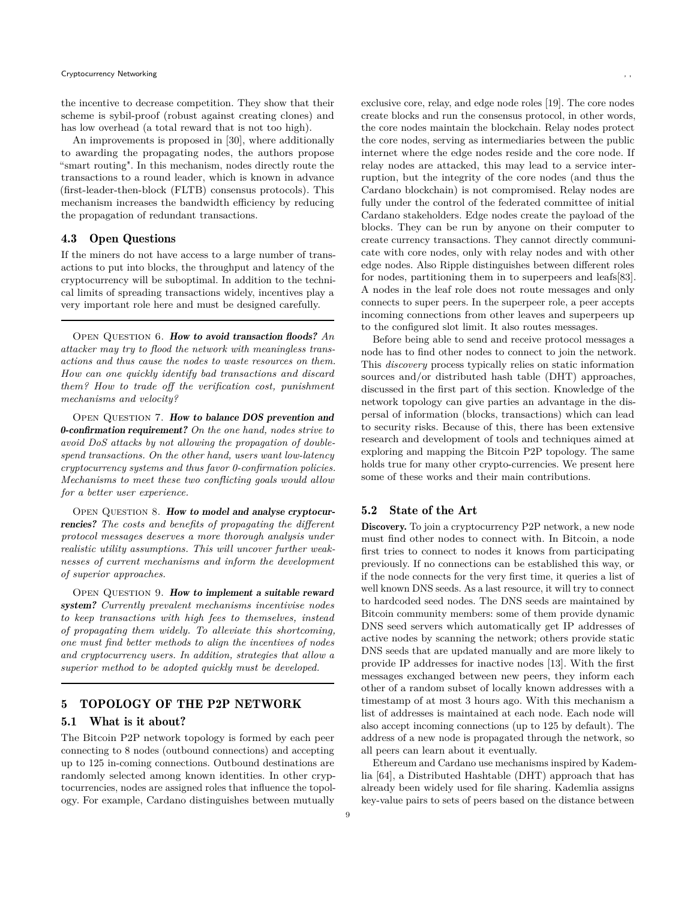the incentive to decrease competition. They show that their scheme is sybil-proof (robust against creating clones) and has low overhead (a total reward that is not too high).

An improvements is proposed in [30], where additionally to awarding the propagating nodes, the authors propose "smart routing". In this mechanism, nodes directly route the transactions to a round leader, which is known in advance (first-leader-then-block (FLTB) consensus protocols). This mechanism increases the bandwidth efficiency by reducing the propagation of redundant transactions.

### 4.3 Open Questions

If the miners do not have access to a large number of transactions to put into blocks, the throughput and latency of the cryptocurrency will be suboptimal. In addition to the technical limits of spreading transactions widely, incentives play a very important role here and must be designed carefully.

---

Open Question 6. ***How to avoid transaction floods?*** *An attacker may try to flood the network with meaningless transactions and thus cause the nodes to waste resources on them. How can one quickly identify bad transactions and discard them? How to trade off the verification cost, punishment mechanisms and velocity?*

Open Question 7. ***How to balance DOS prevention and 0-confirmation requirement?*** *On the one hand, nodes strive to avoid DoS attacks by not allowing the propagation of double-spend transactions. On the other hand, users want low-latency cryptocurrency systems and thus favor 0-confirmation policies. Mechanisms to meet these two conflicting goals would allow for a better user experience.*

Open Question 8. ***How to model and analyse cryptocurrencies?*** *The costs and benefits of propagating the different protocol messages deserves a more thorough analysis under realistic utility assumptions. This will uncover further weaknesses of current mechanisms and inform the development of superior approaches.*

Open Question 9. ***How to implement a suitable reward system?*** *Currently prevalent mechanisms incentivise nodes to keep transactions with high fees to themselves, instead of propagating them widely. To alleviate this shortcoming, one must find better methods to align the incentives of nodes and cryptocurrency users. In addition, strategies that allow a superior method to be adopted quickly must be developed.*

---

## 5 TOPOLOGY OF THE P2P NETWORK

### 5.1 What is it about?

The Bitcoin P2P network topology is formed by each peer connecting to 8 nodes (outbound connections) and accepting up to 125 in-coming connections. Outbound destinations are randomly selected among known identities. In other cryptocurrencies, nodes are assigned roles that influence the topology. For example, Cardano distinguishes between mutually exclusive core, relay, and edge node roles [19]. The core nodes create blocks and run the consensus protocol, in other words, the core nodes maintain the blockchain. Relay nodes protect the core nodes, serving as intermediaries between the public internet where the edge nodes reside and the core node. If relay nodes are attacked, this may lead to a service interruption, but the integrity of the core nodes (and thus the Cardano blockchain) is not compromised. Relay nodes are fully under the control of the federated committee of initial Cardano stakeholders. Edge nodes create the payload of the blocks. They can be run by anyone on their computer to create currency transactions. They cannot directly communicate with core nodes, only with relay nodes and with other edge nodes. Also Ripple distinguishes between different roles for nodes, partitioning them in to superpeers and leafs[83]. A nodes in the leaf role does not route messages and only connects to super peers. In the superpeer role, a peer accepts incoming connections from other leaves and superpeers up to the configured slot limit. It also routes messages.

Before being able to send and receive protocol messages a node has to find other nodes to connect to join the network. This *discovery* process typically relies on static information sources and/or distributed hash table (DHT) approaches, discussed in the first part of this section. Knowledge of the network topology can give parties an advantage in the dispersal of information (blocks, transactions) which can lead to security risks. Because of this, there has been extensive research and development of tools and techniques aimed at exploring and mapping the Bitcoin P2P topology. The same holds true for many other crypto-currencies. We present here some of these works and their main contributions.

### 5.2 State of the Art

**Discovery.** To join a cryptocurrency P2P network, a new node must find other nodes to connect with. In Bitcoin, a node first tries to connect to nodes it knows from participating previously. If no connections can be established this way, or if the node connects for the very first time, it queries a list of well known DNS seeds. As a last resource, it will try to connect to hardcoded seed nodes. The DNS seeds are maintained by Bitcoin community members: some of them provide dynamic DNS seed servers which automatically get IP addresses of active nodes by scanning the network; others provide static DNS seeds that are updated manually and are more likely to provide IP addresses for inactive nodes [13]. With the first messages exchanged between new peers, they inform each other of a random subset of locally known addresses with a timestamp of at most 3 hours ago. With this mechanism a list of addresses is maintained at each node. Each node will also accept incoming connections (up to 125 by default). The address of a new node is propagated through the network, so all peers can learn about it eventually.

Ethereum and Cardano use mechanisms inspired by Kademlia [64], a Distributed Hashtable (DHT) approach that has already been widely used for file sharing. Kademlia assigns key-value pairs to sets of peers based on the distance between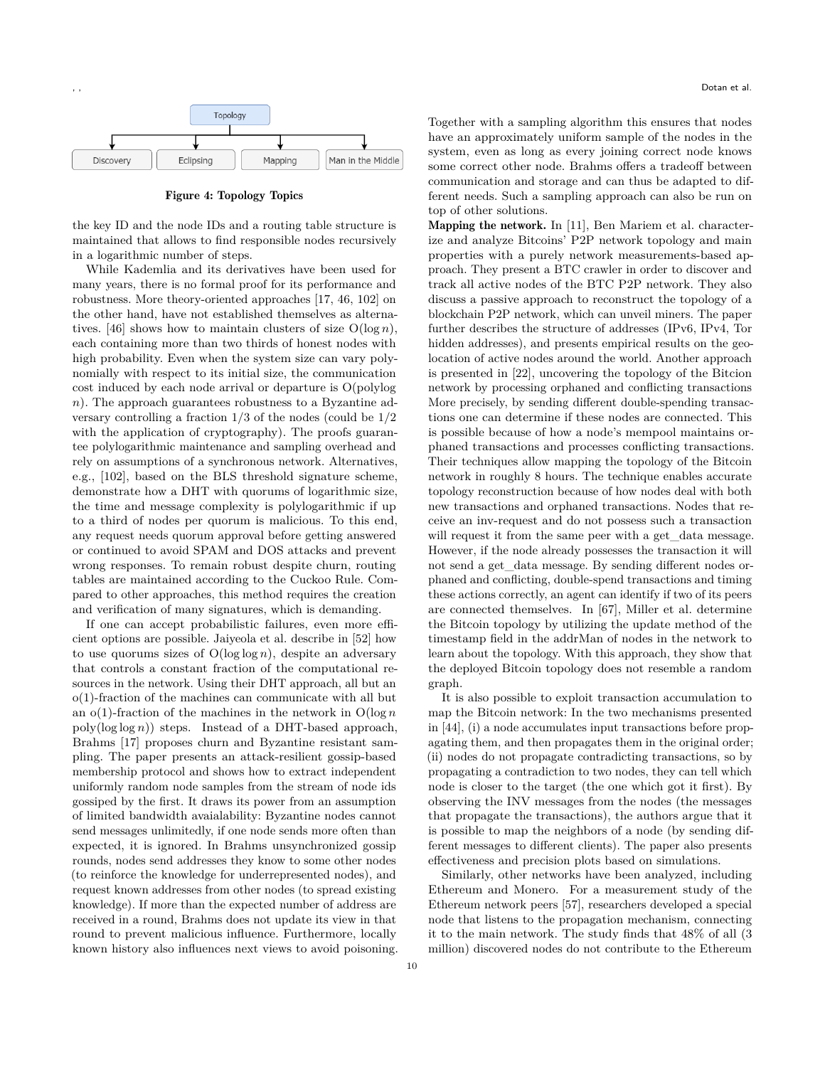Topology

Discovery | Eclipsing | Mapping | Man in the Middle

**Figure 4: Topology Topics**

the key ID and the node IDs and a routing table structure is maintained that allows to find responsible nodes recursively in a logarithmic number of steps.

While Kademlia and its derivatives have been used for many years, there is no formal proof for its performance and robustness. More theory-oriented approaches [17, 46, 102] on the other hand, have not established themselves as alternatives. [46] shows how to maintain clusters of size $O(\log n)$, each containing more than two thirds of honest nodes with high probability. Even when the system size can vary polynomially with respect to its initial size, the communication cost induced by each node arrival or departure is $O(\text{polylog } n)$. The approach guarantees robustness to a Byzantine adversary controlling a fraction 1/3 of the nodes (could be 1/2 with the application of cryptography). The proofs guarantee polylogarithmic maintenance and sampling overhead and rely on assumptions of a synchronous network. Alternatives, e.g., [102], based on the BLS threshold signature scheme, demonstrate how a DHT with quorums of logarithmic size, the time and message complexity is polylogarithmic if up to a third of nodes per quorum is malicious. To this end, any request needs quorum approval before getting answered or continued to avoid SPAM and DOS attacks and prevent wrong responses. To remain robust despite churn, routing tables are maintained according to the Cuckoo Rule. Compared to other approaches, this method requires the creation and verification of many signatures, which is demanding.

If one can accept probabilistic failures, even more efficient options are possible. Jaiyeola et al. describe in [52] how to use quorums sizes of $O(\log \log n)$, despite an adversary that controls a constant fraction of the computational resources in the network. Using their DHT approach, all but an $o(1)$-fraction of the machines can communicate with all but an $o(1)$-fraction of the machines in the network in $O(\log n \text{ poly}(\log \log n))$ steps. Instead of a DHT-based approach, Brahms [17] proposes churn and Byzantine resistant sampling. The paper presents an attack-resilient gossip-based membership protocol and shows how to extract independent uniformly random node samples from the stream of node ids gossiped by the first. It draws its power from an assumption of limited bandwidth avaialability: Byzantine nodes cannot send messages unlimitedly, if one node sends more often than expected, it is ignored. In Brahms unsynchronized gossip rounds, nodes send addresses they know to some other nodes (to reinforce the knowledge for underrepresented nodes), and request known addresses from other nodes (to spread existing knowledge). If more than the expected number of address are received in a round, Brahms does not update its view in that round to prevent malicious influence. Furthermore, locally known history also influences next views to avoid poisoning. Together with a sampling algorithm this ensures that nodes have an approximately uniform sample of the nodes in the system, even as long as every joining correct node knows some correct other node. Brahms offers a tradeoff between communication and storage and can thus be adapted to different needs. Such a sampling approach can also be run on top of other solutions.

**Mapping the network.** In [11], Ben Mariem et al. characterize and analyze Bitcoins' P2P network topology and main properties with a purely network measurements-based approach. They present a BTC crawler in order to discover and track all active nodes of the BTC P2P network. They also discuss a passive approach to reconstruct the topology of a blockchain P2P network, which can unveil miners. The paper further describes the structure of addresses (IPv6, IPv4, Tor hidden addresses), and presents empirical results on the geolocation of active nodes around the world. Another approach is presented in [22], uncovering the topology of the Bitcion network by processing orphaned and conflicting transactions More precisely, by sending different double-spending transactions one can determine if these nodes are connected. This is possible because of how a node's mempool maintains orphaned transactions and processes conflicting transactions. Their techniques allow mapping the topology of the Bitcoin network in roughly 8 hours. The technique enables accurate topology reconstruction because of how nodes deal with both new transactions and orphaned transactions. Nodes that receive an inv-request and do not possess such a transaction will request it from the same peer with a get_data message. However, if the node already possesses the transaction it will not send a get_data message. By sending different nodes orphaned and conflicting, double-spend transactions and timing these actions correctly, an agent can identify if two of its peers are connected themselves. In [67], Miller et al. determine the Bitcoin topology by utilizing the update method of the timestamp field in the addrMan of nodes in the network to learn about the topology. With this approach, they show that the deployed Bitcoin topology does not resemble a random graph.

It is also possible to exploit transaction accumulation to map the Bitcoin network: In the two mechanisms presented in [44], (i) a node accumulates input transactions before propagating them, and then propagates them in the original order; (ii) nodes do not propagate contradicting transactions, so by propagating a contradiction to two nodes, they can tell which node is closer to the target (the one which got it first). By observing the INV messages from the nodes (the messages that propagate the transactions), the authors argue that it is possible to map the neighbors of a node (by sending different messages to different clients). The paper also presents effectiveness and precision plots based on simulations.

Similarly, other networks have been analyzed, including Ethereum and Monero. For a measurement study of the Ethereum network peers [57], researchers developed a special node that listens to the propagation mechanism, connecting it to the main network. The study finds that 48% of all (3 million) discovered nodes do not contribute to the Ethereum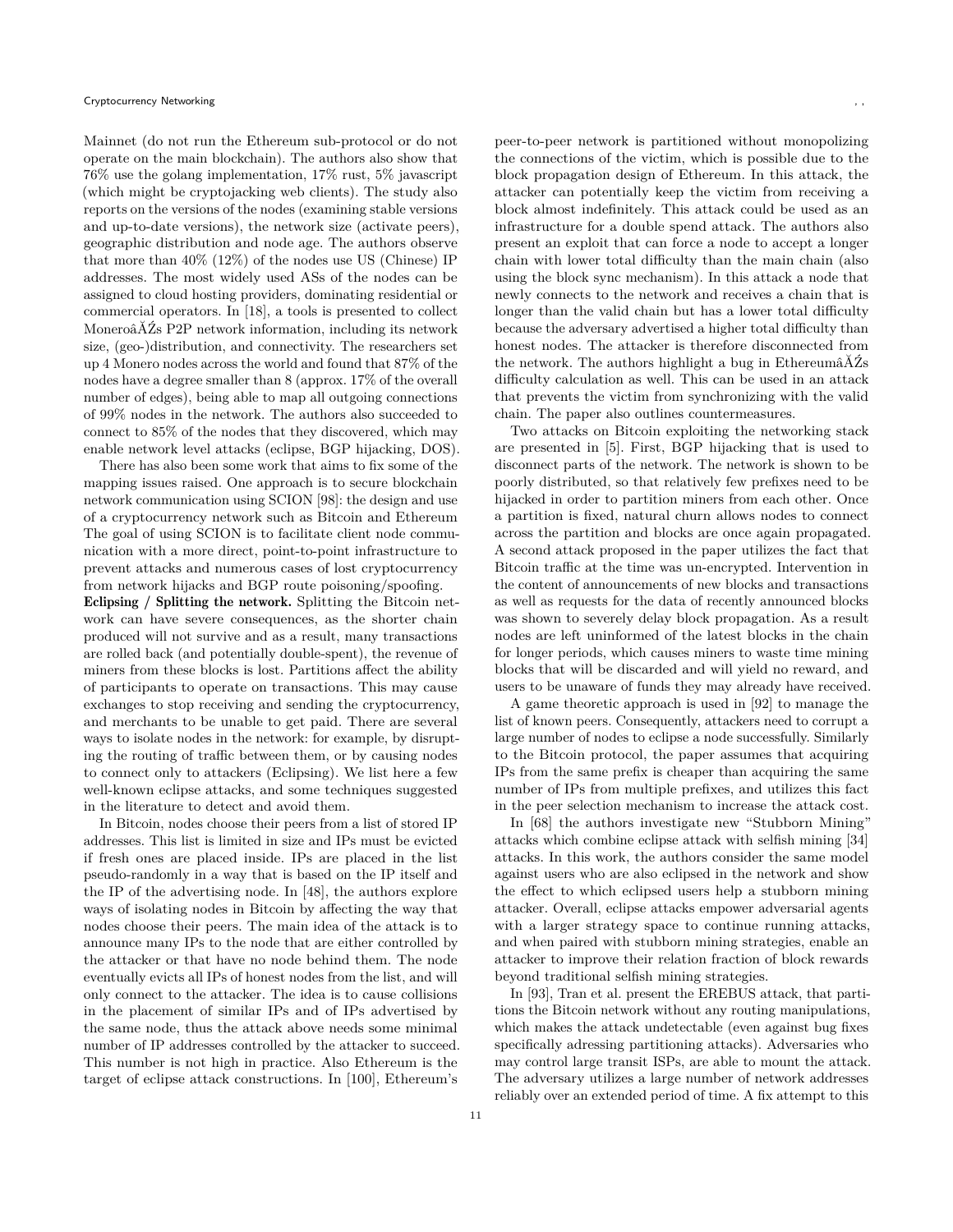Mainnet (do not run the Ethereum sub-protocol or do not operate on the main blockchain). The authors also show that 76% use the golang implementation, 17% rust, 5% javascript (which might be cryptojacking web clients). The study also reports on the versions of the nodes (examining stable versions and up-to-date versions), the network size (activate peers), geographic distribution and node age. The authors observe that more than 40% (12%) of the nodes use US (Chinese) IP addresses. The most widely used ASs of the nodes can be assigned to cloud hosting providers, dominating residential or commercial operators. In [18], a tools is presented to collect MoneroâĂŹs P2P network information, including its network size, (geo-)distribution, and connectivity. The researchers set up 4 Monero nodes across the world and found that 87% of the nodes have a degree smaller than 8 (approx. 17% of the overall number of edges), being able to map all outgoing connections of 99% nodes in the network. The authors also succeeded to connect to 85% of the nodes that they discovered, which may enable network level attacks (eclipse, BGP hijacking, DOS).

There has also been some work that aims to fix some of the mapping issues raised. One approach is to secure blockchain network communication using SCION [98]: the design and use of a cryptocurrency network such as Bitcoin and Ethereum The goal of using SCION is to facilitate client node communication with a more direct, point-to-point infrastructure to prevent attacks and numerous cases of lost cryptocurrency from network hijacks and BGP route poisoning/spoofing.

**Eclipsing / Splitting the network.** Splitting the Bitcoin network can have severe consequences, as the shorter chain produced will not survive and as a result, many transactions are rolled back (and potentially double-spent), the revenue of miners from these blocks is lost. Partitions affect the ability of participants to operate on transactions. This may cause exchanges to stop receiving and sending the cryptocurrency, and merchants to be unable to get paid. There are several ways to isolate nodes in the network: for example, by disrupting the routing of traffic between them, or by causing nodes to connect only to attackers (Eclipsing). We list here a few well-known eclipse attacks, and some techniques suggested in the literature to detect and avoid them.

In Bitcoin, nodes choose their peers from a list of stored IP addresses. This list is limited in size and IPs must be evicted if fresh ones are placed inside. IPs are placed in the list pseudo-randomly in a way that is based on the IP itself and the IP of the advertising node. In [48], the authors explore ways of isolating nodes in Bitcoin by affecting the way that nodes choose their peers. The main idea of the attack is to announce many IPs to the node that are either controlled by the attacker or that have no node behind them. The node eventually evicts all IPs of honest nodes from the list, and will only connect to the attacker. The idea is to cause collisions in the placement of similar IPs and of IPs advertised by the same node, thus the attack above needs some minimal number of IP addresses controlled by the attacker to succeed. This number is not high in practice. Also Ethereum is the target of eclipse attack constructions. In [100], Ethereum's peer-to-peer network is partitioned without monopolizing the connections of the victim, which is possible due to the block propagation design of Ethereum. In this attack, the attacker can potentially keep the victim from receiving a block almost indefinitely. This attack could be used as an infrastructure for a double spend attack. The authors also present an exploit that can force a node to accept a longer chain with lower total difficulty than the main chain (also using the block sync mechanism). In this attack a node that newly connects to the network and receives a chain that is longer than the valid chain but has a lower total difficulty because the adversary advertised a higher total difficulty than honest nodes. The attacker is therefore disconnected from the network. The authors highlight a bug in EthereumâĂŹs difficulty calculation as well. This can be used in an attack that prevents the victim from synchronizing with the valid chain. The paper also outlines countermeasures.

Two attacks on Bitcoin exploiting the networking stack are presented in [5]. First, BGP hijacking that is used to disconnect parts of the network. The network is shown to be poorly distributed, so that relatively few prefixes need to be hijacked in order to partition miners from each other. Once a partition is fixed, natural churn allows nodes to connect across the partition and blocks are once again propagated. A second attack proposed in the paper utilizes the fact that Bitcoin traffic at the time was un-encrypted. Intervention in the content of announcements of new blocks and transactions as well as requests for the data of recently announced blocks was shown to severely delay block propagation. As a result nodes are left uninformed of the latest blocks in the chain for longer periods, which causes miners to waste time mining blocks that will be discarded and will yield no reward, and users to be unaware of funds they may already have received.

A game theoretic approach is used in [92] to manage the list of known peers. Consequently, attackers need to corrupt a large number of nodes to eclipse a node successfully. Similarly to the Bitcoin protocol, the paper assumes that acquiring IPs from the same prefix is cheaper than acquiring the same number of IPs from multiple prefixes, and utilizes this fact in the peer selection mechanism to increase the attack cost.

In [68] the authors investigate new "Stubborn Mining" attacks which combine eclipse attack with selfish mining [34] attacks. In this work, the authors consider the same model against users who are also eclipsed in the network and show the effect to which eclipsed users help a stubborn mining attacker. Overall, eclipse attacks empower adversarial agents with a larger strategy space to continue running attacks, and when paired with stubborn mining strategies, enable an attacker to improve their relation fraction of block rewards beyond traditional selfish mining strategies.

In [93], Tran et al. present the EREBUS attack, that partitions the Bitcoin network without any routing manipulations, which makes the attack undetectable (even against bug fixes specifically adressing partitioning attacks). Adversaries who may control large transit ISPs, are able to mount the attack. The adversary utilizes a large number of network addresses reliably over an extended period of time. A fix attempt to this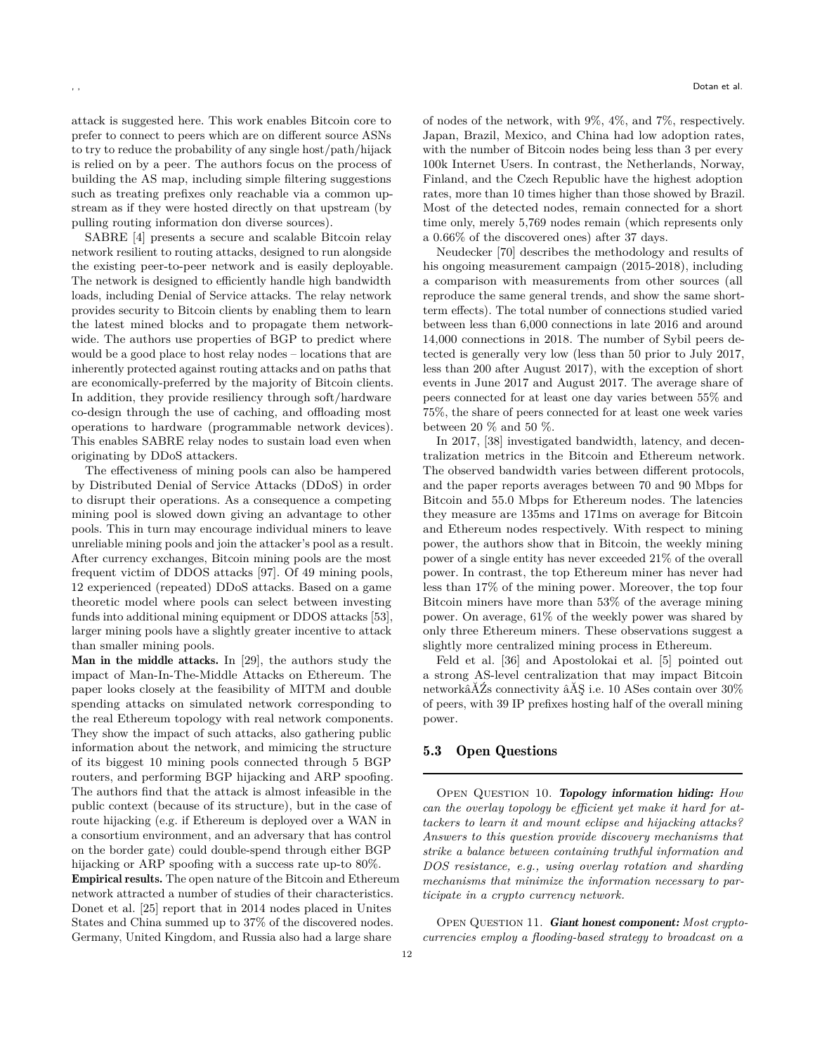attack is suggested here. This work enables Bitcoin core to prefer to connect to peers which are on different source ASNs to try to reduce the probability of any single host/path/hijack is relied on by a peer. The authors focus on the process of building the AS map, including simple filtering suggestions such as treating prefixes only reachable via a common upstream as if they were hosted directly on that upstream (by pulling routing information don diverse sources).

SABRE [4] presents a secure and scalable Bitcoin relay network resilient to routing attacks, designed to run alongside the existing peer-to-peer network and is easily deployable. The network is designed to efficiently handle high bandwidth loads, including Denial of Service attacks. The relay network provides security to Bitcoin clients by enabling them to learn the latest mined blocks and to propagate them network-wide. The authors use properties of BGP to predict where would be a good place to host relay nodes – locations that are inherently protected against routing attacks and on paths that are economically-preferred by the majority of Bitcoin clients. In addition, they provide resiliency through soft/hardware co-design through the use of caching, and offloading most operations to hardware (programmable network devices). This enables SABRE relay nodes to sustain load even when originating by DDoS attackers.

The effectiveness of mining pools can also be hampered by Distributed Denial of Service Attacks (DDoS) in order to disrupt their operations. As a consequence a competing mining pool is slowed down giving an advantage to other pools. This in turn may encourage individual miners to leave unreliable mining pools and join the attacker's pool as a result. After currency exchanges, Bitcoin mining pools are the most frequent victim of DDOS attacks [97]. Of 49 mining pools, 12 experienced (repeated) DDoS attacks. Based on a game theoretic model where pools can select between investing funds into additional mining equipment or DDOS attacks [53], larger mining pools have a slightly greater incentive to attack than smaller mining pools.

**Man in the middle attacks.** In [29], the authors study the impact of Man-In-The-Middle Attacks on Ethereum. The paper looks closely at the feasibility of MITM and double spending attacks on simulated network corresponding to the real Ethereum topology with real network components. They show the impact of such attacks, also gathering public information about the network, and mimicing the structure of its biggest 10 mining pools connected through 5 BGP routers, and performing BGP hijacking and ARP spoofing. The authors find that the attack is almost infeasible in the public context (because of its structure), but in the case of route hijacking (e.g. if Ethereum is deployed over a WAN in a consortium environment, and an adversary that has control on the border gate) could double-spend through either BGP hijacking or ARP spoofing with a success rate up-to 80%.

**Empirical results.** The open nature of the Bitcoin and Ethereum network attracted a number of studies of their characteristics. Donet et al. [25] report that in 2014 nodes placed in Unites States and China summed up to 37% of the discovered nodes. Germany, United Kingdom, and Russia also had a large share of nodes of the network, with 9%, 4%, and 7%, respectively. Japan, Brazil, Mexico, and China had low adoption rates, with the number of Bitcoin nodes being less than 3 per every 100k Internet Users. In contrast, the Netherlands, Norway, Finland, and the Czech Republic have the highest adoption rates, more than 10 times higher than those showed by Brazil. Most of the detected nodes, remain connected for a short time only, merely 5,769 nodes remain (which represents only a 0.66% of the discovered ones) after 37 days.

Neudecker [70] describes the methodology and results of his ongoing measurement campaign (2015-2018), including a comparison with measurements from other sources (all reproduce the same general trends, and show the same short-term effects). The total number of connections studied varied between less than 6,000 connections in late 2016 and around 14,000 connections in 2018. The number of Sybil peers detected is generally very low (less than 50 prior to July 2017, less than 200 after August 2017), with the exception of short events in June 2017 and August 2017. The average share of peers connected for at least one day varies between 55% and 75%, the share of peers connected for at least one week varies between 20 % and 50 %.

In 2017, [38] investigated bandwidth, latency, and decentralization metrics in the Bitcoin and Ethereum network. The observed bandwidth varies between different protocols, and the paper reports averages between 70 and 90 Mbps for Bitcoin and 55.0 Mbps for Ethereum nodes. The latencies they measure are 135ms and 171ms on average for Bitcoin and Ethereum nodes respectively. With respect to mining power, the authors show that in Bitcoin, the weekly mining power of a single entity has never exceeded 21% of the overall power. In contrast, the top Ethereum miner has never had less than 17% of the mining power. Moreover, the top four Bitcoin miners have more than 53% of the average mining power. On average, 61% of the weekly power was shared by only three Ethereum miners. These observations suggest a slightly more centralized mining process in Ethereum.

Feld et al. [36] and Apostolokai et al. [5] pointed out a strong AS-level centralization that may impact Bitcoin networkâĂŹs connectivity âĂŞ i.e. 10 ASes contain over 30% of peers, with 39 IP prefixes hosting half of the overall mining power.

### 5.3 Open Questions

Open Question 10. ***Topology information hiding:*** *How can the overlay topology be efficient yet make it hard for attackers to learn it and mount eclipse and hijacking attacks? Answers to this question provide discovery mechanisms that strike a balance between containing truthful information and DOS resistance, e.g., using overlay rotation and sharding mechanisms that minimize the information necessary to participate in a crypto currency network.*

Open Question 11. ***Giant honest component:*** *Most cryptocurrencies employ a flooding-based strategy to broadcast on a*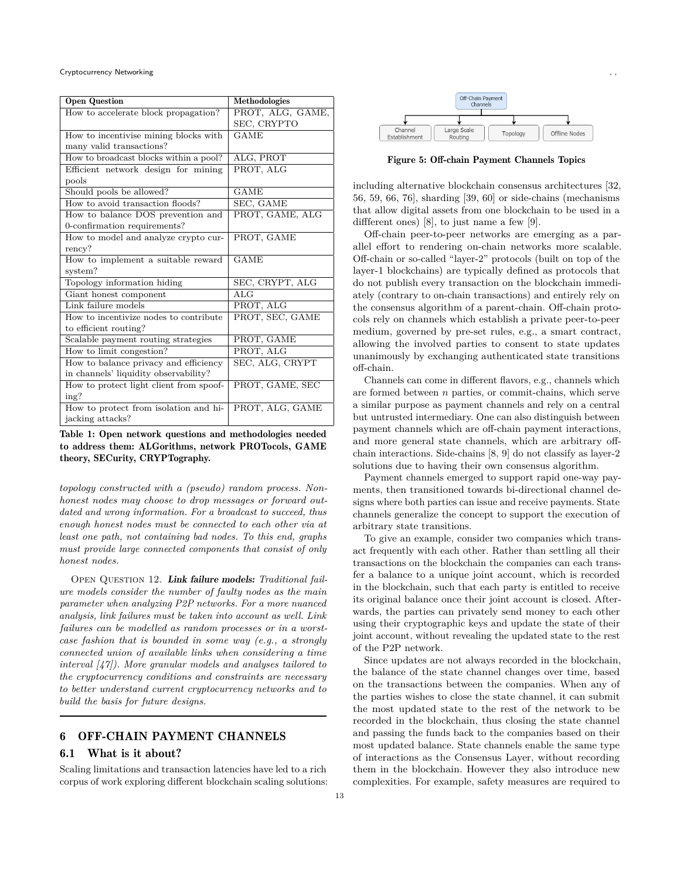| Open Question | Methodologies |
|---|---|
| How to accelerate block propagation? | PROT, ALG, GAME, SEC, CRYPTO |
| How to incentivise mining blocks with many valid transactions? | GAME |
| How to broadcast blocks within a pool? | ALG, PROT |
| Efficient network design for mining pools | PROT, ALG |
| Should pools be allowed? | GAME |
| How to avoid transaction floods? | SEC, GAME |
| How to balance DOS prevention and 0-confirmation requirements? | PROT, GAME, ALG |
| How to model and analyze crypto currency? | PROT, GAME |
| How to implement a suitable reward system? | GAME |
| Topology information hiding | SEC, CRYPT, ALG |
| Giant honest component | ALG |
| Link failure models | PROT, ALG |
| How to incentivize nodes to contribute to efficient routing? | PROT, SEC, GAME |
| Scalable payment routing strategies | PROT, GAME |
| How to limit congestion? | PROT, ALG |
| How to balance privacy and efficiency in channels' liquidity observability? | SEC, ALG, CRYPT |
| How to protect light client from spoofing? | PROT, GAME, SEC |
| How to protect from isolation and hijacking attacks? | PROT, ALG, GAME |

**Table 1: Open network questions and methodologies needed to address them: ALGorithms, network PROTocols, GAME theory, SECurity, CRYPTography.**

*topology constructed with a (pseudo) random process. Nonhonest nodes may choose to drop messages or forward outdated and wrong information. For a broadcast to succeed, thus enough honest nodes must be connected to each other via at least one path, not containing bad nodes. To this end, graphs must provide large connected components that consist of only honest nodes.*

Open Question 12. ***Link failure models:*** *Traditional failure models consider the number of faulty nodes as the main parameter when analyzing P2P networks. For a more nuanced analysis, link failures must be taken into account as well. Link failures can be modelled as random processes or in a worst-case fashion that is bounded in some way (e.g., a strongly connected union of available links when considering a time interval [47]). More granular models and analyses tailored to the cryptocurrency conditions and constraints are necessary to better understand current cryptocurrency networks and to build the basis for future designs.*

## 6 OFF-CHAIN PAYMENT CHANNELS

### 6.1 What is it about?

Scaling limitations and transaction latencies have led to a rich corpus of work exploring different blockchain scaling solutions: including alternative blockchain consensus architectures [32, 56, 59, 66, 76], sharding [39, 60] or side-chains (mechanisms that allow digital assets from one blockchain to be used in a diffferent ones) [8], to just name a few [9].

Off-chain peer-to-peer networks are emerging as a parallel effort to rendering on-chain networks more scalable. Off-chain or so-called "layer-2" protocols (built on top of the layer-1 blockchains) are typically defined as protocols that do not publish every transaction on the blockchain immediately (contrary to on-chain transactions) and entirely rely on the consensus algorithm of a parent-chain. Off-chain protocols rely on channels which establish a private peer-to-peer medium, governed by pre-set rules, e.g., a smart contract, allowing the involved parties to consent to state updates unanimously by exchanging authenticated state transitions off-chain.

Channels can come in different flavors, e.g., channels which are formed between $n$ parties, or commit-chains, which serve a similar purpose as payment channels and rely on a central but untrusted intermediary. One can also distinguish between payment channels which are off-chain payment interactions, and more general state channels, which are arbitrary off-chain interactions. Side-chains [8, 9] do not classify as layer-2 solutions due to having their own consensus algorithm.

Payment channels emerged to support rapid one-way payments, then transitioned towards bi-directional channel designs where both parties can issue and receive payments. State channels generalize the concept to support the execution of arbitrary state transitions.

To give an example, consider two companies which transact frequently with each other. Rather than settling all their transactions on the blockchain the companies can each transfer a balance to a unique joint account, which is recorded in the blockchain, such that each party is entitled to receive its original balance once their joint account is closed. Afterwards, the parties can privately send money to each other using their cryptographic keys and update the state of their joint account, without revealing the updated state to the rest of the P2P network.

Since updates are not always recorded in the blockchain, the balance of the state channel changes over time, based on the transactions between the companies. When any of the parties wishes to close the state channel, it can submit the most updated state to the rest of the network to be recorded in the blockchain, thus closing the state channel and passing the funds back to the companies based on their most updated balance. State channels enable the same type of interactions as the Consensus Layer, without recording them in the blockchain. However they also introduce new complexities. For example, safety measures are required to

Off-Chain Payment Channels

Channel Establishment | Large Scale Routing | Topology | Offline Nodes

**Figure 5: Off-chain Payment Channels Topics**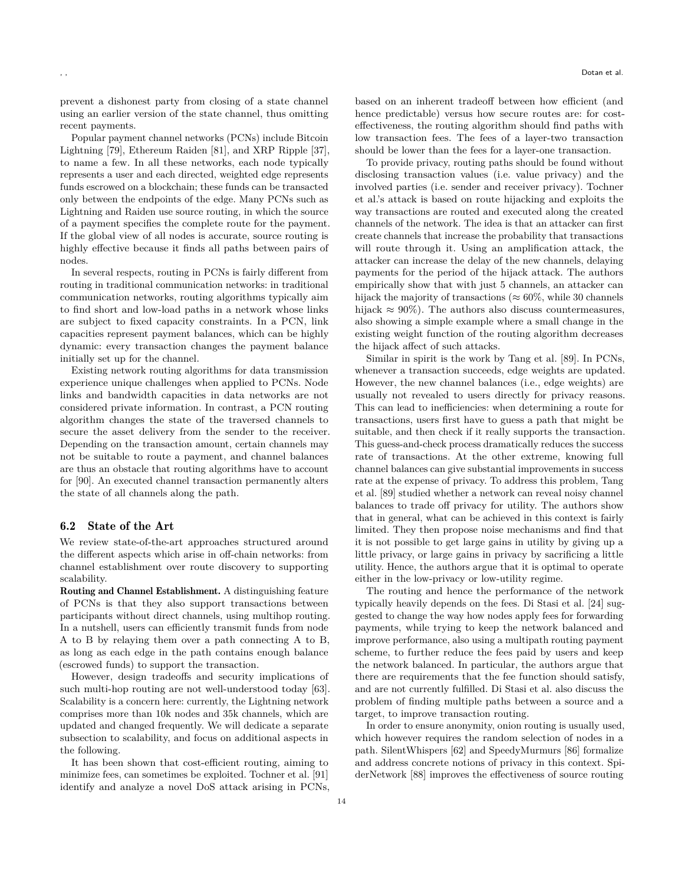prevent a dishonest party from closing of a state channel using an earlier version of the state channel, thus omitting recent payments.

Popular payment channel networks (PCNs) include Bitcoin Lightning [79], Ethereum Raiden [81], and XRP Ripple [37], to name a few. In all these networks, each node typically represents a user and each directed, weighted edge represents funds escrowed on a blockchain; these funds can be transacted only between the endpoints of the edge. Many PCNs such as Lightning and Raiden use source routing, in which the source of a payment specifies the complete route for the payment. If the global view of all nodes is accurate, source routing is highly effective because it finds all paths between pairs of nodes.

In several respects, routing in PCNs is fairly different from routing in traditional communication networks: in traditional communication networks, routing algorithms typically aim to find short and low-load paths in a network whose links are subject to fixed capacity constraints. In a PCN, link capacities represent payment balances, which can be highly dynamic: every transaction changes the payment balance initially set up for the channel.

Existing network routing algorithms for data transmission experience unique challenges when applied to PCNs. Node links and bandwidth capacities in data networks are not considered private information. In contrast, a PCN routing algorithm changes the state of the traversed channels to secure the asset delivery from the sender to the receiver. Depending on the transaction amount, certain channels may not be suitable to route a payment, and channel balances are thus an obstacle that routing algorithms have to account for [90]. An executed channel transaction permanently alters the state of all channels along the path.

## 6.2 State of the Art

We review state-of-the-art approaches structured around the different aspects which arise in off-chain networks: from channel establishment over route discovery to supporting scalability.

**Routing and Channel Establishment.** A distinguishing feature of PCNs is that they also support transactions between participants without direct channels, using multihop routing. In a nutshell, users can efficiently transmit funds from node A to B by relaying them over a path connecting A to B, as long as each edge in the path contains enough balance (escrowed funds) to support the transaction.

However, design tradeoffs and security implications of such multi-hop routing are not well-understood today [63]. Scalability is a concern here: currently, the Lightning network comprises more than 10k nodes and 35k channels, which are updated and changed frequently. We will dedicate a separate subsection to scalability, and focus on additional aspects in the following.

It has been shown that cost-efficient routing, aiming to minimize fees, can sometimes be exploited. Tochner et al. [91] identify and analyze a novel DoS attack arising in PCNs, based on an inherent tradeoff between how efficient (and hence predictable) versus how secure routes are: for cost-effectiveness, the routing algorithm should find paths with low transaction fees. The fees of a layer-two transaction should be lower than the fees for a layer-one transaction.

To provide privacy, routing paths should be found without disclosing transaction values (i.e. value privacy) and the involved parties (i.e. sender and receiver privacy). Tochner et al.'s attack is based on route hijacking and exploits the way transactions are routed and executed along the created channels of the network. The idea is that an attacker can first create channels that increase the probability that transactions will route through it. Using an amplification attack, the attacker can increase the delay of the new channels, delaying payments for the period of the hijack attack. The authors empirically show that with just 5 channels, an attacker can hijack the majority of transactions ($\approx 60\%$, while 30 channels hijack $\approx 90\%$). The authors also discuss countermeasures, also showing a simple example where a small change in the existing weight function of the routing algorithm decreases the hijack affect of such attacks.

Similar in spirit is the work by Tang et al. [89]. In PCNs, whenever a transaction succeeds, edge weights are updated. However, the new channel balances (i.e., edge weights) are usually not revealed to users directly for privacy reasons. This can lead to inefficiencies: when determining a route for transactions, users first have to guess a path that might be suitable, and then check if it really supports the transaction. This guess-and-check process dramatically reduces the success rate of transactions. At the other extreme, knowing full channel balances can give substantial improvements in success rate at the expense of privacy. To address this problem, Tang et al. [89] studied whether a network can reveal noisy channel balances to trade off privacy for utility. The authors show that in general, what can be achieved in this context is fairly limited. They then propose noise mechanisms and find that it is not possible to get large gains in utility by giving up a little privacy, or large gains in privacy by sacrificing a little utility. Hence, the authors argue that it is optimal to operate either in the low-privacy or low-utility regime.

The routing and hence the performance of the network typically heavily depends on the fees. Di Stasi et al. [24] suggested to change the way how nodes apply fees for forwarding payments, while trying to keep the network balanced and improve performance, also using a multipath routing payment scheme, to further reduce the fees paid by users and keep the network balanced. In particular, the authors argue that there are requirements that the fee function should satisfy, and are not currently fulfilled. Di Stasi et al. also discuss the problem of finding multiple paths between a source and a target, to improve transaction routing.

In order to ensure anonymity, onion routing is usually used, which however requires the random selection of nodes in a path. SilentWhispers [62] and SpeedyMurmurs [86] formalize and address concrete notions of privacy in this context. SpiderNetwork [88] improves the effectiveness of source routing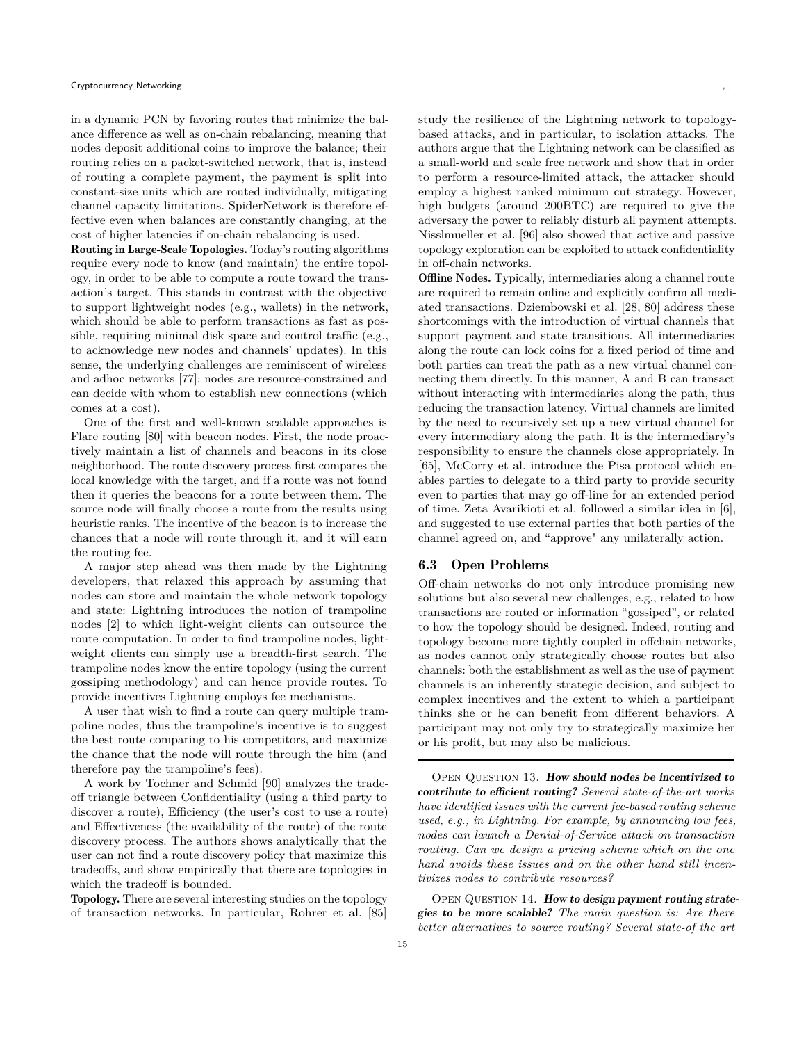in a dynamic PCN by favoring routes that minimize the balance difference as well as on-chain rebalancing, meaning that nodes deposit additional coins to improve the balance; their routing relies on a packet-switched network, that is, instead of routing a complete payment, the payment is split into constant-size units which are routed individually, mitigating channel capacity limitations. SpiderNetwork is therefore effective even when balances are constantly changing, at the cost of higher latencies if on-chain rebalancing is used.

**Routing in Large-Scale Topologies.** Today's routing algorithms require every node to know (and maintain) the entire topology, in order to be able to compute a route toward the transaction's target. This stands in contrast with the objective to support lightweight nodes (e.g., wallets) in the network, which should be able to perform transactions as fast as possible, requiring minimal disk space and control traffic (e.g., to acknowledge new nodes and channels' updates). In this sense, the underlying challenges are reminiscent of wireless and adhoc networks [77]: nodes are resource-constrained and can decide with whom to establish new connections (which comes at a cost).

One of the first and well-known scalable approaches is Flare routing [80] with beacon nodes. First, the node proactively maintain a list of channels and beacons in its close neighborhood. The route discovery process first compares the local knowledge with the target, and if a route was not found then it queries the beacons for a route between them. The source node will finally choose a route from the results using heuristic ranks. The incentive of the beacon is to increase the chances that a node will route through it, and it will earn the routing fee.

A major step ahead was then made by the Lightning developers, that relaxed this approach by assuming that nodes can store and maintain the whole network topology and state: Lightning introduces the notion of trampoline nodes [2] to which light-weight clients can outsource the route computation. In order to find trampoline nodes, light-weight clients can simply use a breadth-first search. The trampoline nodes know the entire topology (using the current gossiping methodology) and can hence provide routes. To provide incentives Lightning employs fee mechanisms.

A user that wish to find a route can query multiple trampoline nodes, thus the trampoline's incentive is to suggest the best route comparing to his competitors, and maximize the chance that the node will route through the him (and therefore pay the trampoline's fees).

A work by Tochner and Schmid [90] analyzes the tradeoff triangle between Confidentiality (using a third party to discover a route), Efficiency (the user's cost to use a route) and Effectiveness (the availability of the route) of the route discovery process. The authors shows analytically that the user can not find a route discovery policy that maximize this tradeoffs, and show empirically that there are topologies in which the tradeoff is bounded.

**Topology.** There are several interesting studies on the topology of transaction networks. In particular, Rohrer et al. [85] study the resilience of the Lightning network to topology-based attacks, and in particular, to isolation attacks. The authors argue that the Lightning network can be classified as a small-world and scale free network and show that in order to perform a resource-limited attack, the attacker should employ a highest ranked minimum cut strategy. However, high budgets (around 200BTC) are required to give the adversary the power to reliably disturb all payment attempts. Nisslmueller et al. [96] also showed that active and passive topology exploration can be exploited to attack confidentiality in off-chain networks.

**Offline Nodes.** Typically, intermediaries along a channel route are required to remain online and explicitly confirm all mediated transactions. Dziembowski et al. [28, 80] address these shortcomings with the introduction of virtual channels that support payment and state transitions. All intermediaries along the route can lock coins for a fixed period of time and both parties can treat the path as a new virtual channel connecting them directly. In this manner, A and B can transact without interacting with intermediaries along the path, thus reducing the transaction latency. Virtual channels are limited by the need to recursively set up a new virtual channel for every intermediary along the path. It is the intermediary's responsibility to ensure the channels close appropriately. In [65], McCorry et al. introduce the Pisa protocol which enables parties to delegate to a third party to provide security even to parties that may go off-line for an extended period of time. Zeta Avarikioti et al. followed a similar idea in [6], and suggested to use external parties that both parties of the channel agreed on, and "approve" any unilaterally action.

## 6.3 Open Problems

Off-chain networks do not only introduce promising new solutions but also several new challenges, e.g., related to how transactions are routed or information "gossiped", or related to how the topology should be designed. Indeed, routing and topology become more tightly coupled in offchain networks, as nodes cannot only strategically choose routes but also channels: both the establishment as well as the use of payment channels is an inherently strategic decision, and subject to complex incentives and the extent to which a participant thinks she or he can benefit from different behaviors. A participant may not only try to strategically maximize her or his profit, but may also be malicious.

---

Open Question 13. ***How should nodes be incentivized to contribute to efficient routing?*** *Several state-of-the-art works have identified issues with the current fee-based routing scheme used, e.g., in Lightning. For example, by announcing low fees, nodes can launch a Denial-of-Service attack on transaction routing. Can we design a pricing scheme which on the one hand avoids these issues and on the other hand still incentivizes nodes to contribute resources?*

Open Question 14. ***How to design payment routing strategies to be more scalable?*** *The main question is: Are there better alternatives to source routing? Several state-of the art*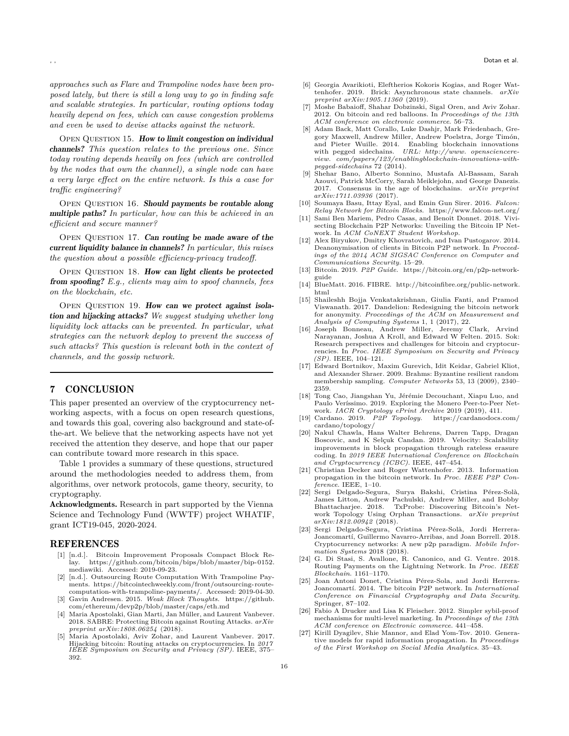*approaches such as Flare and Trampoline nodes have been proposed lately, but there is still a long way to go in finding safe and scalable strategies. In particular, routing options today heavily depend on fees, which can cause congestion problems and even be used to devise attacks against the network.*

Open Question 15. ***How to limit congestion on individual channels?*** *This question relates to the previous one. Since today routing depends heavily on fees (which are controlled by the nodes that own the channel), a single node can have a very large effect on the entire network. Is this a case for traffic engineering?*

Open Question 16. ***Should payments be routable along multiple paths?*** *In particular, how can this be achieved in an efficient and secure manner?*

Open Question 17. ***Can routing be made aware of the current liquidity balance in channels?*** *In particular, this raises the question about a possible efficiency-privacy tradeoff.*

Open Question 18. ***How can light clients be protected from spoofing?*** *E.g., clients may aim to spoof channels, fees on the blockchain, etc.*

Open Question 19. ***How can we protect against isolation and hijacking attacks?*** *We suggest studying whether long liquidity lock attacks can be prevented. In particular, what strategies can the network deploy to prevent the success of such attacks? This question is relevant both in the context of channels, and the gossip network.*

## 7 CONCLUSION

This paper presented an overview of the cryptocurrency networking aspects, with a focus on open research questions, and towards this goal, covering also background and state-of-the-art. We believe that the networking aspects have not yet received the attention they deserve, and hope that our paper can contribute toward more research in this space.

Table 1 provides a summary of these questions, structured around the methodologies needed to address them, from algorithms, over network protocols, game theory, security, to cryptography.

**Acknowledgments.** Research in part supported by the Vienna Science and Technology Fund (WWTF) project WHATIF, grant ICT19-045, 2020-2024.

## REFERENCES

[1] [n.d.]. Bitcoin Improvement Proposals Compact Block Relay. https://github.com/bitcoin/bips/blob/master/bip-0152.mediawiki. Accessed: 2019-09-23.

[2] [n.d.]. Outsourcing Route Computation With Trampoline Payments. https://bitcointechweekly.com/front/outsourcing-route-computation-with-trampoline-payments/. Accessed: 2019-04-30.

[3] Gavin Andresen. 2015. *Weak Block Thoughts*. https://github.com/ethereum/devp2p/blob/master/caps/eth.md

[4] Maria Apostolaki, Gian Marti, Jan Müller, and Laurent Vanbever. 2018. SABRE: Protecting Bitcoin against Routing Attacks. *arXiv preprint arXiv:1808.06254* (2018).

[5] Maria Apostolaki, Aviv Zohar, and Laurent Vanbever. 2017. Hijacking bitcoin: Routing attacks on cryptocurrencies. In *2017 IEEE Symposium on Security and Privacy (SP)*. IEEE, 375–392.

[6] Georgia Avarikioti, Eleftherios Kokoris Kogias, and Roger Wattenhofer. 2019. Brick: Asynchronous state channels. *arXiv preprint arXiv:1905.11360* (2019).

[7] Moshe Babaioff, Shahar Dobzinski, Sigal Oren, and Aviv Zohar. 2012. On bitcoin and red balloons. In *Proceedings of the 13th ACM conference on electronic commerce*. 56–73.

[8] Adam Back, Matt Corallo, Luke Dashjr, Mark Friedenbach, Gregory Maxwell, Andrew Miller, Andrew Poelstra, Jorge Timón, and Pieter Wuille. 2014. Enabling blockchain innovations with pegged sidechains. *URL: http://www. opensciencereview. com/papers/123/enablingblockchain-innovations-with-pegged-sidechains* 72 (2014).

[9] Shehar Bano, Alberto Sonnino, Mustafa Al-Bassam, Sarah Azouvi, Patrick McCorry, Sarah Meiklejohn, and George Danezis. 2017. Consensus in the age of blockchains. *arXiv preprint arXiv:1711.03936* (2017).

[10] Soumaya Basu, Ittay Eyal, and Emin Gun Sirer. 2016. *Falcon: Relay Network for Bitcoin Blocks*. https://www.falcon-net.org/

[11] Sami Ben Mariem, Pedro Casas, and Benoît Donnet. 2018. Vivisecting Blockchain P2P Networks: Unveiling the Bitcoin IP Network. In *ACM CoNEXT Student Workshop*.

[12] Alex Biryukov, Dmitry Khovratovich, and Ivan Pustogarov. 2014. Deanonymisation of clients in Bitcoin P2P network. In *Proceedings of the 2014 ACM SIGSAC Conference on Computer and Communications Security*. 15–29.

[13] Bitcoin. 2019. *P2P Guide*. https://bitcoin.org/en/p2p-network-guide

[14] BlueMatt. 2016. FIBRE. http://bitcoinfibre.org/public-network.html

[15] Shaileshh Bojja Venkatakrishnan, Giulia Fanti, and Pramod Viswanath. 2017. Dandelion: Redesigning the bitcoin network for anonymity. *Proceedings of the ACM on Measurement and Analysis of Computing Systems* 1, 1 (2017), 22.

[16] Joseph Bonneau, Andrew Miller, Jeremy Clark, Arvind Narayanan, Joshua A Kroll, and Edward W Felten. 2015. Sok: Research perspectives and challenges for bitcoin and cryptocurrencies. In *Proc. IEEE Symposium on Security and Privacy (SP)*. IEEE, 104–121.

[17] Edward Bortnikov, Maxim Gurevich, Idit Keidar, Gabriel Kliot, and Alexander Shraer. 2009. Brahms: Byzantine resilient random membership sampling. *Computer Networks* 53, 13 (2009), 2340–2359.

[18] Tong Cao, Jiangshan Yu, Jérémie Decouchant, Xiapu Luo, and Paulo Veríssimo. 2019. Exploring the Monero Peer-to-Peer Network. *IACR Cryptology ePrint Archive* 2019 (2019), 411.

[19] Cardano. 2019. *P2P Topology*. https://cardanodocs.com/cardano/topology/

[20] Nakul Chawla, Hans Walter Behrens, Darren Tapp, Dragan Boscovic, and K Selçuk Candan. 2019. Velocity: Scalability improvements in block propagation through rateless erasure coding. In *2019 IEEE International Conference on Blockchain and Cryptocurrency (ICBC)*. IEEE, 447–454.

[21] Christian Decker and Roger Wattenhofer. 2013. Information propagation in the bitcoin network. In *Proc. IEEE P2P Conference*. IEEE, 1–10.

[22] Sergi Delgado-Segura, Surya Bakshi, Cristina Pérez-Solà, James Litton, Andrew Pachulski, Andrew Miller, and Bobby Bhattacharjee. 2018. TxProbe: Discovering Bitcoin's Network Topology Using Orphan Transactions. *arXiv preprint arXiv:1812.00942* (2018).

[23] Sergi Delgado-Segura, Cristina Pérez-Solà, Jordi Herrera-Joancomartí, Guillermo Navarro-Arribas, and Joan Borrell. 2018. Cryptocurrency networks: A new p2p paradigm. *Mobile Information Systems* 2018 (2018).

[24] G. Di Stasi, S. Avallone, R. Canonico, and G. Ventre. 2018. Routing Payments on the Lightning Network. In *Proc. IEEE Blockchain*. 1161–1170.

[25] Joan Antoni Donet, Cristina Pérez-Sola, and Jordi Herrera-Joancomartí. 2014. The bitcoin P2P network. In *International Conference on Financial Cryptography and Data Security*. Springer, 87–102.

[26] Fabio A Drucker and Lisa K Fleischer. 2012. Simpler sybil-proof mechanisms for multi-level marketing. In *Proceedings of the 13th ACM conference on Electronic commerce*. 441–458.

[27] Kirill Dyagilev, Shie Mannor, and Elad Yom-Tov. 2010. Generative models for rapid information propagation. In *Proceedings of the First Workshop on Social Media Analytics*. 35–43.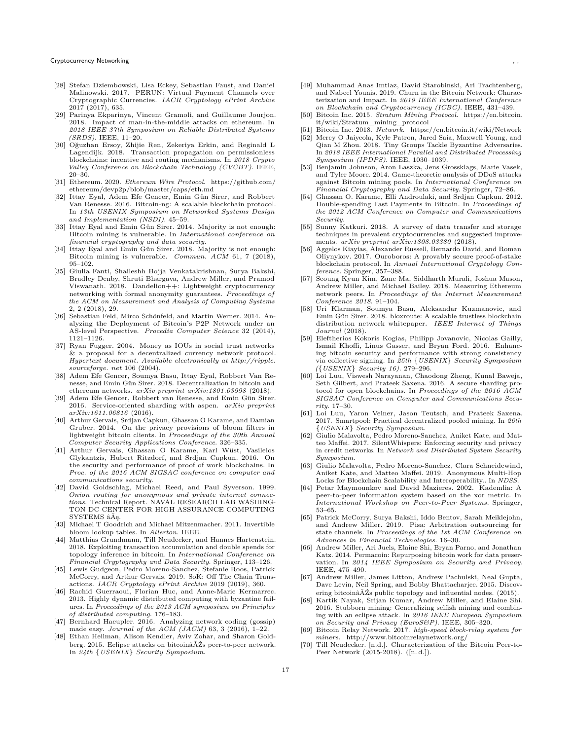- [28] Stefan Dziembowski, Lisa Eckey, Sebastian Faust, and Daniel Malinowski. 2017. PERUN: Virtual Payment Channels over Cryptographic Currencies. *IACR Cryptology ePrint Archive* 2017 (2017), 635.
- [29] Parinya Ekparinya, Vincent Gramoli, and Guillaume Jourjon. 2018. Impact of man-in-the-middle attacks on ethereum. In *2018 IEEE 37th Symposium on Reliable Distributed Systems (SRDS)*. IEEE, 11–20.
- [30] Oğuzhan Ersoy, Zhijie Ren, Zekeriya Erkin, and Reginald L Lagendijk. 2018. Transaction propagation on permissionless blockchains: incentive and routing mechanisms. In *2018 Crypto Valley Conference on Blockchain Technology (CVCBT)*. IEEE, 20–30.
- [31] Ethereum. 2020. *Ethereum Wire Protocol*. https://github.com/ethereum/devp2p/blob/master/caps/eth.md
- [32] Ittay Eyal, Adem Efe Gencer, Emin Gün Sirer, and Robbert Van Renesse. 2016. Bitcoin-ng: A scalable blockchain protocol. In *13th USENIX Symposium on Networked Systems Design and Implementation (NSDI)*. 45–59.
- [33] Ittay Eyal and Emin Gün Sirer. 2014. Majority is not enough: Bitcoin mining is vulnerable. In *International conference on financial cryptography and data security*.
- [34] Ittay Eyal and Emin Gün Sirer. 2018. Majority is not enough: Bitcoin mining is vulnerable. *Commun. ACM* 61, 7 (2018), 95–102.
- [35] Giulia Fanti, Shaileshh Bojja Venkatakrishnan, Surya Bakshi, Bradley Denby, Shruti Bhargava, Andrew Miller, and Pramod Viswanath. 2018. Dandelion++: Lightweight cryptocurrency networking with formal anonymity guarantees. *Proceedings of the ACM on Measurement and Analysis of Computing Systems* 2, 2 (2018), 29.
- [36] Sebastian Feld, Mirco Schönfeld, and Martin Werner. 2014. Analyzing the Deployment of Bitcoin's P2P Network under an AS-level Perspective. *Procedia Computer Science* 32 (2014), 1121–1126.
- [37] Ryan Fugger. 2004. Money as IOUs in social trust networks & a proposal for a decentralized currency network protocol. *Hypertext document. Available electronically at http://ripple.sourceforge.net* 106 (2004).
- [38] Adem Efe Gencer, Soumya Basu, Ittay Eyal, Robbert Van Renesse, and Emin Gün Sirer. 2018. Decentralization in bitcoin and ethereum networks. *arXiv preprint arXiv:1801.03998* (2018).
- [39] Adem Efe Gencer, Robbert van Renesse, and Emin Gün Sirer. 2016. Service-oriented sharding with aspen. *arXiv preprint arXiv:1611.06816* (2016).
- [40] Arthur Gervais, Srdjan Capkun, Ghassan O Karame, and Damian Gruber. 2014. On the privacy provisions of bloom filters in lightweight bitcoin clients. In *Proceedings of the 30th Annual Computer Security Applications Conference*. 326–335.
- [41] Arthur Gervais, Ghassan O Karame, Karl Wüst, Vasileios Glykantzis, Hubert Ritzdorf, and Srdjan Capkun. 2016. On the security and performance of proof of work blockchains. In *Proc. of the 2016 ACM SIGSAC conference on computer and communications security*.
- [42] David Goldschlag, Michael Reed, and Paul Syverson. 1999. *Onion routing for anonymous and private internet connections*. Technical Report. NAVAL RESEARCH LAB WASHINGTON DC CENTER FOR HIGH ASSURANCE COMPUTING SYSTEMS âĂę.
- [43] Michael T Goodrich and Michael Mitzenmacher. 2011. Invertible bloom lookup tables. In *Allerton*. IEEE.
- [44] Matthias Grundmann, Till Neudecker, and Hannes Hartenstein. 2018. Exploiting transaction accumulation and double spends for topology inference in bitcoin. In *International Conference on Financial Cryptography and Data Security*. Springer, 113–126.
- [45] Lewis Gudgeon, Pedro Moreno-Sanchez, Stefanie Roos, Patrick McCorry, and Arthur Gervais. 2019. SoK: Off The Chain Transactions. *IACR Cryptology ePrint Archive* 2019 (2019), 360.
- [46] Rachid Guerraoui, Florian Huc, and Anne-Marie Kermarrec. 2013. Highly dynamic distributed computing with byzantine failures. In *Proceedings of the 2013 ACM symposium on Principles of distributed computing*. 176–183.
- [47] Bernhard Haeupler. 2016. Analyzing network coding (gossip) made easy. *Journal of the ACM (JACM)* 63, 3 (2016), 1–22.
- [48] Ethan Heilman, Alison Kendler, Aviv Zohar, and Sharon Goldberg. 2015. Eclipse attacks on bitcoinâĂŹs peer-to-peer network. In *24th {USENIX} Security Symposium*.
- [49] Muhammad Anas Imtiaz, David Starobinski, Ari Trachtenberg, and Nabeel Younis. 2019. Churn in the Bitcoin Network: Characterization and Impact. In *2019 IEEE International Conference on Blockchain and Cryptocurrency (ICBC)*. IEEE, 431–439.
- [50] Bitcoin Inc. 2015. *Stratum Mining Protocol*. https://en.bitcoin.it/wiki/Stratum_mining_protocol
- [51] Bitcoin Inc. 2018. *Network*. https://en.bitcoin.it/wiki/Network
- [52] Mercy O Jaiyeola, Kyle Patron, Jared Saia, Maxwell Young, and Qian M Zhou. 2018. Tiny Groups Tackle Byzantine Adversaries. In *2018 IEEE International Parallel and Distributed Processing Symposium (IPDPS)*. IEEE, 1030–1039.
- [53] Benjamin Johnson, Aron Laszka, Jens Grossklags, Marie Vasek, and Tyler Moore. 2014. Game-theoretic analysis of DDoS attacks against Bitcoin mining pools. In *International Conference on Financial Cryptography and Data Security*. Springer, 72–86.
- [54] Ghassan O. Karame, Elli Androulaki, and Srdjan Capkun. 2012. Double-spending Fast Payments in Bitcoin. In *Proceedings of the 2012 ACM Conference on Computer and Communications Security*.
- [55] Sunny Katkuri. 2018. A survey of data transfer and storage techniques in prevalent cryptocurrencies and suggested improvements. *arXiv preprint arXiv:1808.03380* (2018).
- [56] Aggelos Kiayias, Alexander Russell, Bernardo David, and Roman Oliynykov. 2017. Ouroboros: A provably secure proof-of-stake blockchain protocol. In *Annual International Cryptology Conference*. Springer, 357–388.
- [57] Seoung Kyun Kim, Zane Ma, Siddharth Murali, Joshua Mason, Andrew Miller, and Michael Bailey. 2018. Measuring Ethereum network peers. In *Proceedings of the Internet Measurement Conference 2018*. 91–104.
- [58] Uri Klarman, Soumya Basu, Aleksandar Kuzmanovic, and Emin Gün Sirer. 2018. bloxroute: A scalable trustless blockchain distribution network whitepaper. *IEEE Internet of Things Journal* (2018).
- [59] Eleftherios Kokoris Kogias, Philipp Jovanovic, Nicolas Gailly, Ismail Khoffi, Linus Gasser, and Bryan Ford. 2016. Enhancing bitcoin security and performance with strong consistency via collective signing. In *25th {USENIX} Security Symposium ({USENIX} Security 16)*. 279–296.
- [60] Loi Luu, Viswesh Narayanan, Chaodong Zheng, Kunal Baweja, Seth Gilbert, and Prateek Saxena. 2016. A secure sharding protocol for open blockchains. In *Proceedings of the 2016 ACM SIGSAC Conference on Computer and Communications Security*. 17–30.
- [61] Loi Luu, Yaron Velner, Jason Teutsch, and Prateek Saxena. 2017. Smartpool: Practical decentralized pooled mining. In *26th {USENIX} Security Symposium*.
- [62] Giulio Malavolta, Pedro Moreno-Sanchez, Aniket Kate, and Matteo Maffei. 2017. SilentWhispers: Enforcing security and privacy in credit networks. In *Network and Distributed System Security Symposium*.
- [63] Giulio Malavolta, Pedro Moreno-Sanchez, Clara Schneidewind, Aniket Kate, and Matteo Maffei. 2019. Anonymous Multi-Hop Locks for Blockchain Scalability and Interoperability.. In *NDSS*.
- [64] Petar Maymounkov and David Mazieres. 2002. Kademlia: A peer-to-peer information system based on the xor metric. In *International Workshop on Peer-to-Peer Systems*. Springer, 53–65.
- [65] Patrick McCorry, Surya Bakshi, Iddo Bentov, Sarah Meiklejohn, and Andrew Miller. 2019. Pisa: Arbitration outsourcing for state channels. In *Proceedings of the 1st ACM Conference on Advances in Financial Technologies*. 16–30.
- [66] Andrew Miller, Ari Juels, Elaine Shi, Bryan Parno, and Jonathan Katz. 2014. Permacoin: Repurposing bitcoin work for data preservation. In *2014 IEEE Symposium on Security and Privacy*. IEEE, 475–490.
- [67] Andrew Miller, James Litton, Andrew Pachulski, Neal Gupta, Dave Levin, Neil Spring, and Bobby Bhattacharjee. 2015. Discovering bitcoinâĂŹs public topology and influential nodes. (2015).
- [68] Kartik Nayak, Srijan Kumar, Andrew Miller, and Elaine Shi. 2016. Stubborn mining: Generalizing selfish mining and combining with an eclipse attack. In *2016 IEEE European Symposium on Security and Privacy (EuroS&P)*. IEEE, 305–320.
- [69] Bitcoin Relay Network. 2017. *high-speed block-relay system for miners*. http://www.bitcoinrelaynetwork.org/
- [70] Till Neudecker. [n.d.]. Characterization of the Bitcoin Peer-to-Peer Network (2015-2018). ([n. d.]).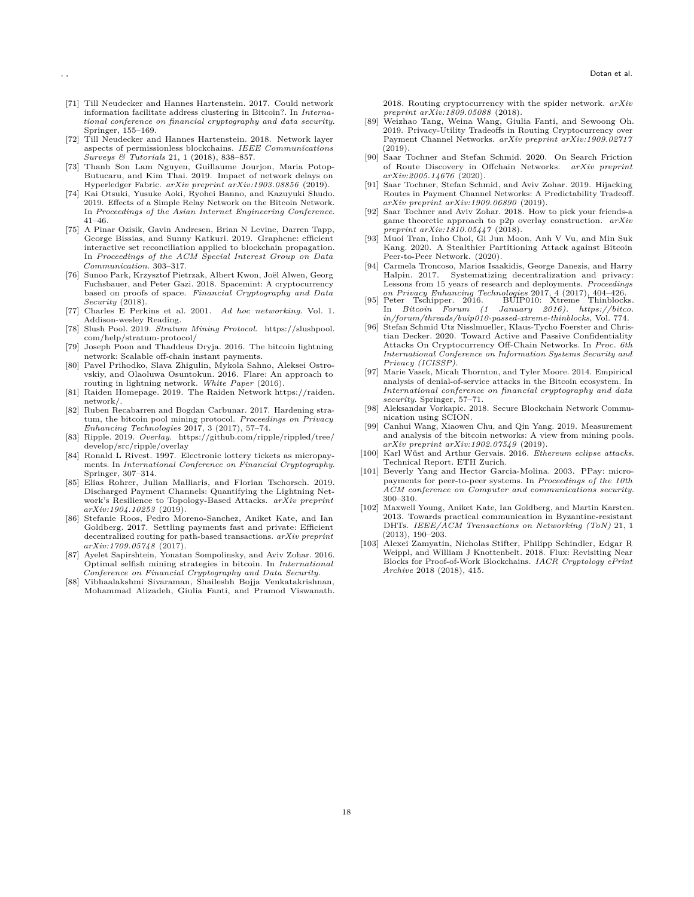[71] Till Neudecker and Hannes Hartenstein. 2017. Could network information facilitate address clustering in Bitcoin?. In *International conference on financial cryptography and data security*. Springer, 155–169.

[72] Till Neudecker and Hannes Hartenstein. 2018. Network layer aspects of permissionless blockchains. *IEEE Communications Surveys & Tutorials* 21, 1 (2018), 838–857.

[73] Thanh Son Lam Nguyen, Guillaume Jourjon, Maria Potop-Butucaru, and Kim Thai. 2019. Impact of network delays on Hyperledger Fabric. *arXiv preprint arXiv:1903.08856* (2019).

[74] Kai Otsuki, Yusuke Aoki, Ryohei Banno, and Kazuyuki Shudo. 2019. Effects of a Simple Relay Network on the Bitcoin Network. In *Proceedings of the Asian Internet Engineering Conference*. 41–46.

[75] A Pinar Ozisik, Gavin Andresen, Brian N Levine, Darren Tapp, George Bissias, and Sunny Katkuri. 2019. Graphene: efficient interactive set reconciliation applied to blockchain propagation. In *Proceedings of the ACM Special Interest Group on Data Communication*. 303–317.

[76] Sunoo Park, Krzysztof Pietrzak, Albert Kwon, Joël Alwen, Georg Fuchsbauer, and Peter Gazi. 2018. Spacemint: A cryptocurrency based on proofs of space. *Financial Cryptography and Data Security* (2018).

[77] Charles E Perkins et al. 2001. *Ad hoc networking*. Vol. 1. Addison-wesley Reading.

[78] Slush Pool. 2019. *Stratum Mining Protocol*. https://slushpool.com/help/stratum-protocol/

[79] Joseph Poon and Thaddeus Dryja. 2016. The bitcoin lightning network: Scalable off-chain instant payments.

[80] Pavel Prihodko, Slava Zhigulin, Mykola Sahno, Aleksei Ostrovskiy, and Olaoluwa Osuntokun. 2016. Flare: An approach to routing in lightning network. *White Paper* (2016).

[81] Raiden Homepage. 2019. The Raiden Network https://raiden.network/.

[82] Ruben Recabarren and Bogdan Carbunar. 2017. Hardening stratum, the bitcoin pool mining protocol. *Proceedings on Privacy Enhancing Technologies* 2017, 3 (2017), 57–74.

[83] Ripple. 2019. *Overlay*. https://github.com/ripple/rippled/tree/develop/src/ripple/overlay

[84] Ronald L Rivest. 1997. Electronic lottery tickets as micropayments. In *International Conference on Financial Cryptography*. Springer, 307–314.

[85] Elias Rohrer, Julian Malliaris, and Florian Tschorsch. 2019. Discharged Payment Channels: Quantifying the Lightning Network's Resilience to Topology-Based Attacks. *arXiv preprint arXiv:1904.10253* (2019).

[86] Stefanie Roos, Pedro Moreno-Sanchez, Aniket Kate, and Ian Goldberg. 2017. Settling payments fast and private: Efficient decentralized routing for path-based transactions. *arXiv preprint arXiv:1709.05748* (2017).

[87] Ayelet Sapirshtein, Yonatan Sompolinsky, and Aviv Zohar. 2016. Optimal selfish mining strategies in bitcoin. In *International Conference on Financial Cryptography and Data Security*.

[88] Vibhaalakshmi Sivaraman, Shaileshh Bojja Venkatakrishnan, Mohammad Alizadeh, Giulia Fanti, and Pramod Viswanath. 2018. Routing cryptocurrency with the spider network. *arXiv preprint arXiv:1809.05088* (2018).

[89] Weizhao Tang, Weina Wang, Giulia Fanti, and Sewoong Oh. 2019. Privacy-Utility Tradeoffs in Routing Cryptocurrency over Payment Channel Networks. *arXiv preprint arXiv:1909.02717* (2019).

[90] Saar Tochner and Stefan Schmid. 2020. On Search Friction of Route Discovery in Offchain Networks. *arXiv preprint arXiv:2005.14676* (2020).

[91] Saar Tochner, Stefan Schmid, and Aviv Zohar. 2019. Hijacking Routes in Payment Channel Networks: A Predictability Tradeoff. *arXiv preprint arXiv:1909.06890* (2019).

[92] Saar Tochner and Aviv Zohar. 2018. How to pick your friends-a game theoretic approach to p2p overlay construction. *arXiv preprint arXiv:1810.05447* (2018).

[93] Muoi Tran, Inho Choi, Gi Jun Moon, Anh V Vu, and Min Suk Kang. 2020. A Stealthier Partitioning Attack against Bitcoin Peer-to-Peer Network. (2020).

[94] Carmela Troncoso, Marios Isaakidis, George Danezis, and Harry Halpin. 2017. Systematizing decentralization and privacy: Lessons from 15 years of research and deployments. *Proceedings on Privacy Enhancing Technologies* 2017, 4 (2017), 404–426.

[95] Peter Tschipper. 2016. BUIP010: Xtreme Thinblocks. In *Bitcoin Forum (1 January 2016). https://bitco.in/forum/threads/buip010-passed-xtreme-thinblocks*, Vol. 774.

[96] Stefan Schmid Utz Nisslmueller, Klaus-Tycho Foerster and Christian Decker. 2020. Toward Active and Passive Confidentiality Attacks On Cryptocurrency Off-Chain Networks. In *Proc. 6th International Conference on Information Systems Security and Privacy (ICISSP)*.

[97] Marie Vasek, Micah Thornton, and Tyler Moore. 2014. Empirical analysis of denial-of-service attacks in the Bitcoin ecosystem. In *International conference on financial cryptography and data security*. Springer, 57–71.

[98] Aleksandar Vorkapic. 2018. Secure Blockchain Network Communication using SCION.

[99] Canhui Wang, Xiaowen Chu, and Qin Yang. 2019. Measurement and analysis of the bitcoin networks: A view from mining pools. *arXiv preprint arXiv:1902.07549* (2019).

[100] Karl Wüst and Arthur Gervais. 2016. *Ethereum eclipse attacks*. Technical Report. ETH Zurich.

[101] Beverly Yang and Hector Garcia-Molina. 2003. PPay: micropayments for peer-to-peer systems. In *Proceedings of the 10th ACM conference on Computer and communications security*. 300–310.

[102] Maxwell Young, Aniket Kate, Ian Goldberg, and Martin Karsten. 2013. Towards practical communication in Byzantine-resistant DHTs. *IEEE/ACM Transactions on Networking (ToN)* 21, 1 (2013), 190–203.

[103] Alexei Zamyatin, Nicholas Stifter, Philipp Schindler, Edgar R Weippl, and William J Knottenbelt. 2018. Flux: Revisiting Near Blocks for Proof-of-Work Blockchains. *IACR Cryptology ePrint Archive* 2018 (2018), 415.